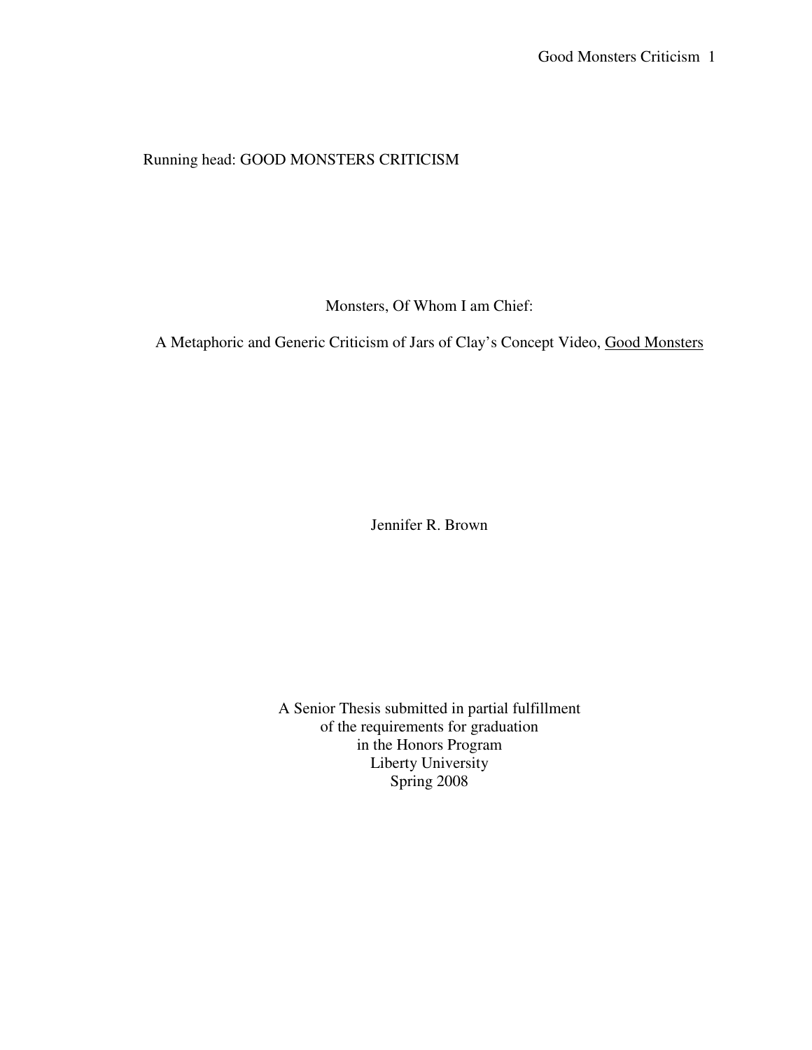Running head: GOOD MONSTERS CRITICISM

# Monsters, Of Whom I am Chief:

## A Metaphoric and Generic Criticism of Jars of Clay's Concept Video, Good Monsters

Jennifer R. Brown

A Senior Thesis submitted in partial fulfillment
of the requirements for graduation
in the Honors Program
Liberty University
Spring 2008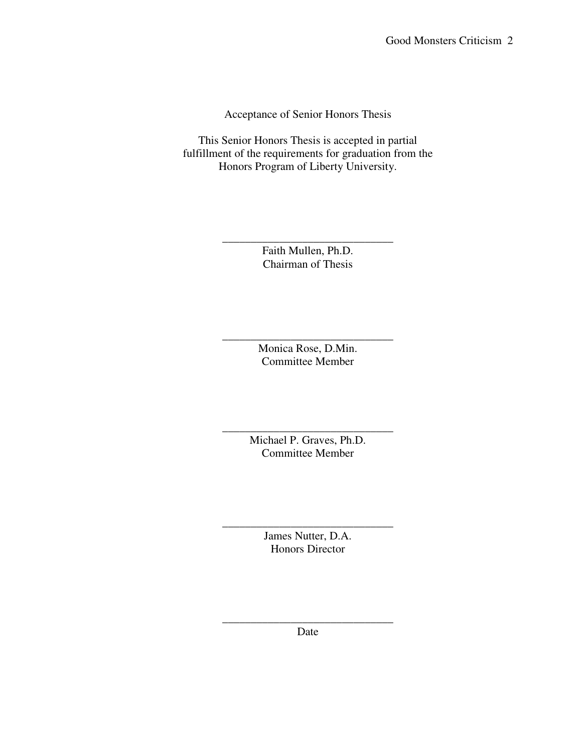Acceptance of Senior Honors Thesis

This Senior Honors Thesis is accepted in partial fulfillment of the requirements for graduation from the Honors Program of Liberty University.

______________________________
Faith Mullen, Ph.D.
Chairman of Thesis

______________________________
Monica Rose, D.Min.
Committee Member

______________________________
Michael P. Graves, Ph.D.
Committee Member

______________________________
James Nutter, D.A.
Honors Director

______________________________
Date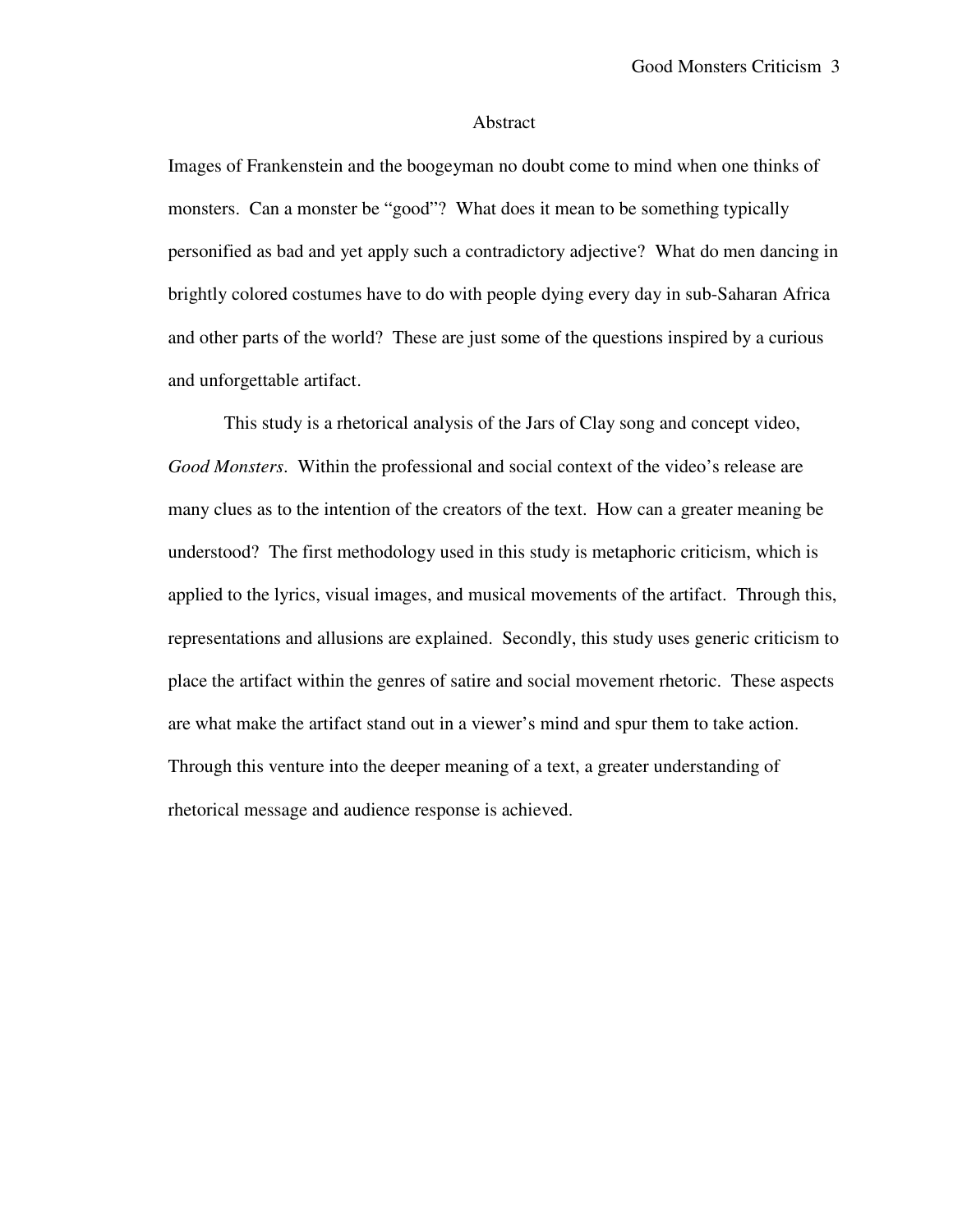# Abstract

Images of Frankenstein and the boogeyman no doubt come to mind when one thinks of monsters. Can a monster be "good"? What does it mean to be something typically personified as bad and yet apply such a contradictory adjective? What do men dancing in brightly colored costumes have to do with people dying every day in sub-Saharan Africa and other parts of the world? These are just some of the questions inspired by a curious and unforgettable artifact.

This study is a rhetorical analysis of the Jars of Clay song and concept video, *Good Monsters*. Within the professional and social context of the video's release are many clues as to the intention of the creators of the text. How can a greater meaning be understood? The first methodology used in this study is metaphoric criticism, which is applied to the lyrics, visual images, and musical movements of the artifact. Through this, representations and allusions are explained. Secondly, this study uses generic criticism to place the artifact within the genres of satire and social movement rhetoric. These aspects are what make the artifact stand out in a viewer's mind and spur them to take action. Through this venture into the deeper meaning of a text, a greater understanding of rhetorical message and audience response is achieved.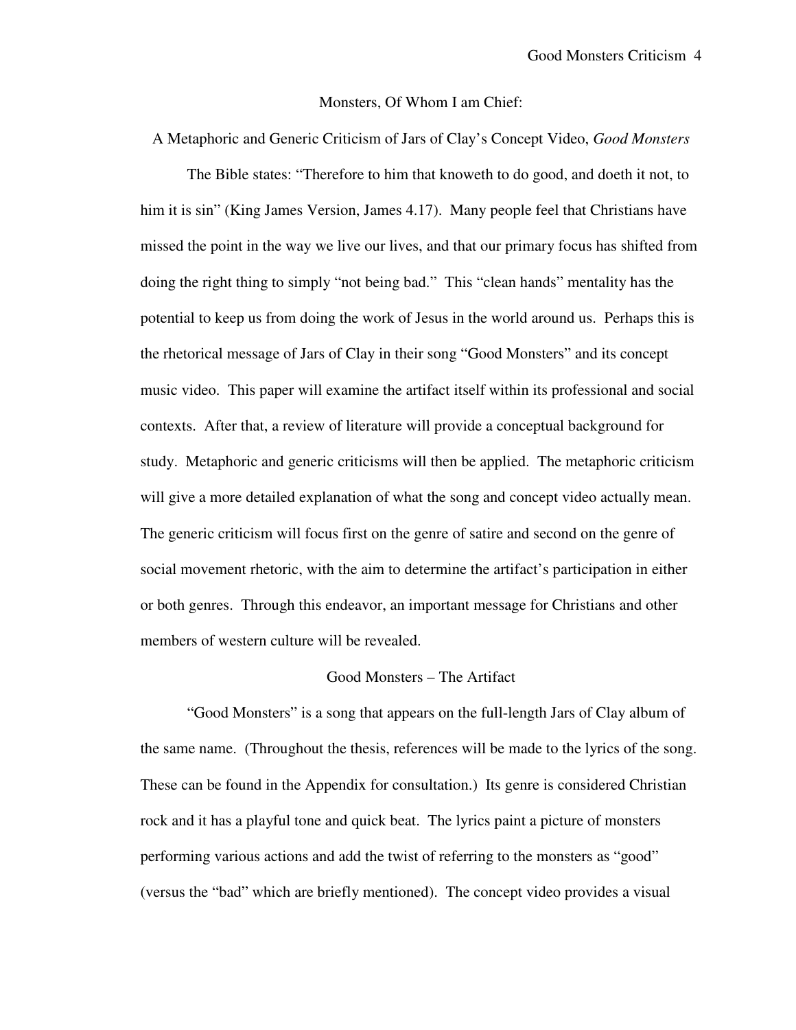# Monsters, Of Whom I am Chief:

## A Metaphoric and Generic Criticism of Jars of Clay's Concept Video, *Good Monsters*

The Bible states: "Therefore to him that knoweth to do good, and doeth it not, to him it is sin" (King James Version, James 4.17). Many people feel that Christians have missed the point in the way we live our lives, and that our primary focus has shifted from doing the right thing to simply "not being bad." This "clean hands" mentality has the potential to keep us from doing the work of Jesus in the world around us. Perhaps this is the rhetorical message of Jars of Clay in their song "Good Monsters" and its concept music video. This paper will examine the artifact itself within its professional and social contexts. After that, a review of literature will provide a conceptual background for study. Metaphoric and generic criticisms will then be applied. The metaphoric criticism will give a more detailed explanation of what the song and concept video actually mean. The generic criticism will focus first on the genre of satire and second on the genre of social movement rhetoric, with the aim to determine the artifact's participation in either or both genres. Through this endeavor, an important message for Christians and other members of western culture will be revealed.

## Good Monsters – The Artifact

"Good Monsters" is a song that appears on the full-length Jars of Clay album of the same name. (Throughout the thesis, references will be made to the lyrics of the song. These can be found in the Appendix for consultation.) Its genre is considered Christian rock and it has a playful tone and quick beat. The lyrics paint a picture of monsters performing various actions and add the twist of referring to the monsters as "good" (versus the "bad" which are briefly mentioned). The concept video provides a visual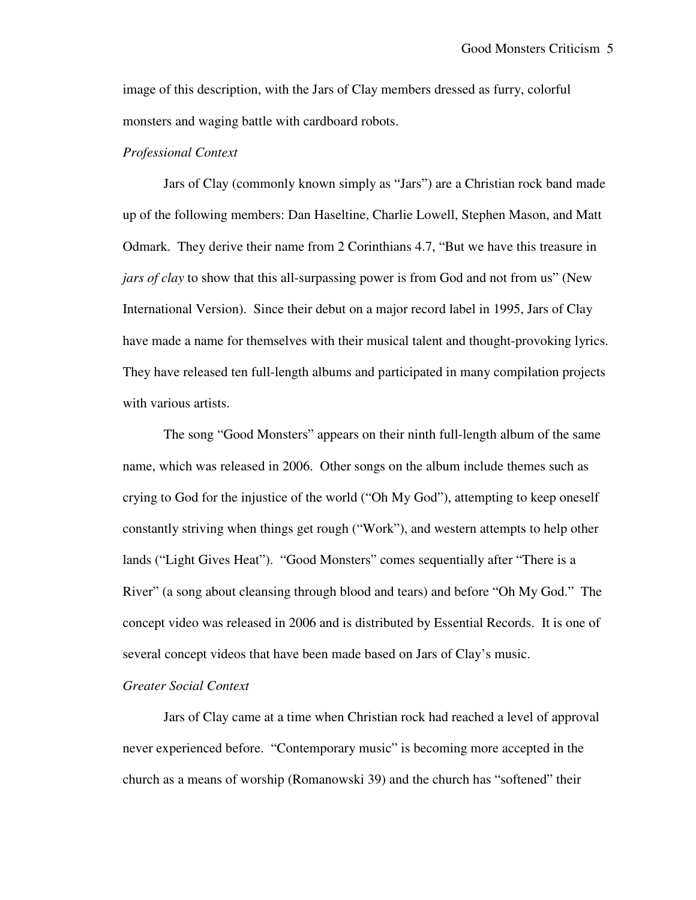image of this description, with the Jars of Clay members dressed as furry, colorful monsters and waging battle with cardboard robots.

*Professional Context*

Jars of Clay (commonly known simply as "Jars") are a Christian rock band made up of the following members: Dan Haseltine, Charlie Lowell, Stephen Mason, and Matt Odmark. They derive their name from 2 Corinthians 4.7, "But we have this treasure in *jars of clay* to show that this all-surpassing power is from God and not from us" (New International Version). Since their debut on a major record label in 1995, Jars of Clay have made a name for themselves with their musical talent and thought-provoking lyrics. They have released ten full-length albums and participated in many compilation projects with various artists.

The song "Good Monsters" appears on their ninth full-length album of the same name, which was released in 2006. Other songs on the album include themes such as crying to God for the injustice of the world ("Oh My God"), attempting to keep oneself constantly striving when things get rough ("Work"), and western attempts to help other lands ("Light Gives Heat"). "Good Monsters" comes sequentially after "There is a River" (a song about cleansing through blood and tears) and before "Oh My God." The concept video was released in 2006 and is distributed by Essential Records. It is one of several concept videos that have been made based on Jars of Clay's music.

*Greater Social Context*

Jars of Clay came at a time when Christian rock had reached a level of approval never experienced before. "Contemporary music" is becoming more accepted in the church as a means of worship (Romanowski 39) and the church has "softened" their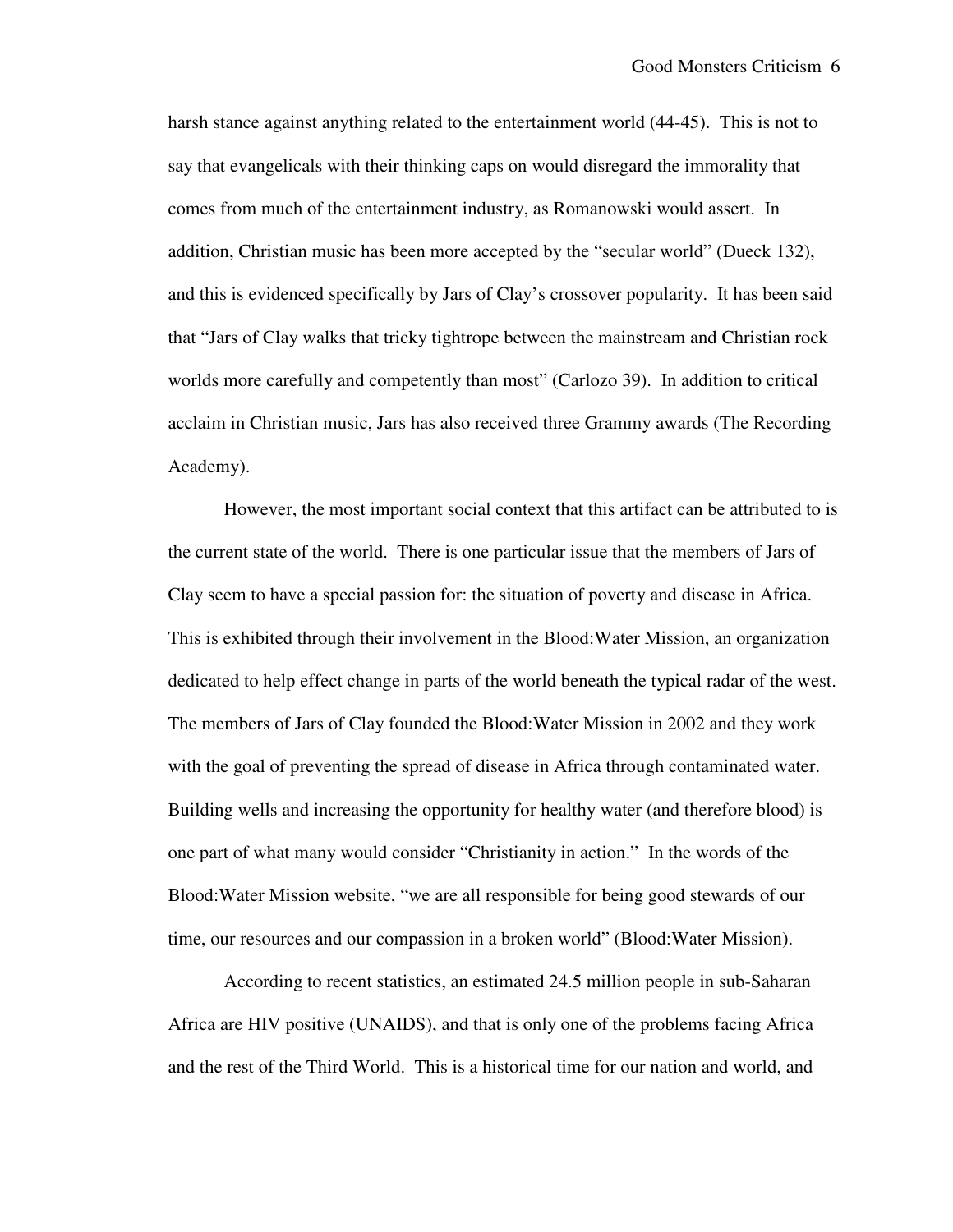harsh stance against anything related to the entertainment world (44-45). This is not to say that evangelicals with their thinking caps on would disregard the immorality that comes from much of the entertainment industry, as Romanowski would assert. In addition, Christian music has been more accepted by the "secular world" (Dueck 132), and this is evidenced specifically by Jars of Clay's crossover popularity. It has been said that "Jars of Clay walks that tricky tightrope between the mainstream and Christian rock worlds more carefully and competently than most" (Carlozo 39). In addition to critical acclaim in Christian music, Jars has also received three Grammy awards (The Recording Academy).

However, the most important social context that this artifact can be attributed to is the current state of the world. There is one particular issue that the members of Jars of Clay seem to have a special passion for: the situation of poverty and disease in Africa. This is exhibited through their involvement in the Blood:Water Mission, an organization dedicated to help effect change in parts of the world beneath the typical radar of the west. The members of Jars of Clay founded the Blood:Water Mission in 2002 and they work with the goal of preventing the spread of disease in Africa through contaminated water. Building wells and increasing the opportunity for healthy water (and therefore blood) is one part of what many would consider "Christianity in action." In the words of the Blood:Water Mission website, "we are all responsible for being good stewards of our time, our resources and our compassion in a broken world" (Blood:Water Mission).

According to recent statistics, an estimated 24.5 million people in sub-Saharan Africa are HIV positive (UNAIDS), and that is only one of the problems facing Africa and the rest of the Third World. This is a historical time for our nation and world, and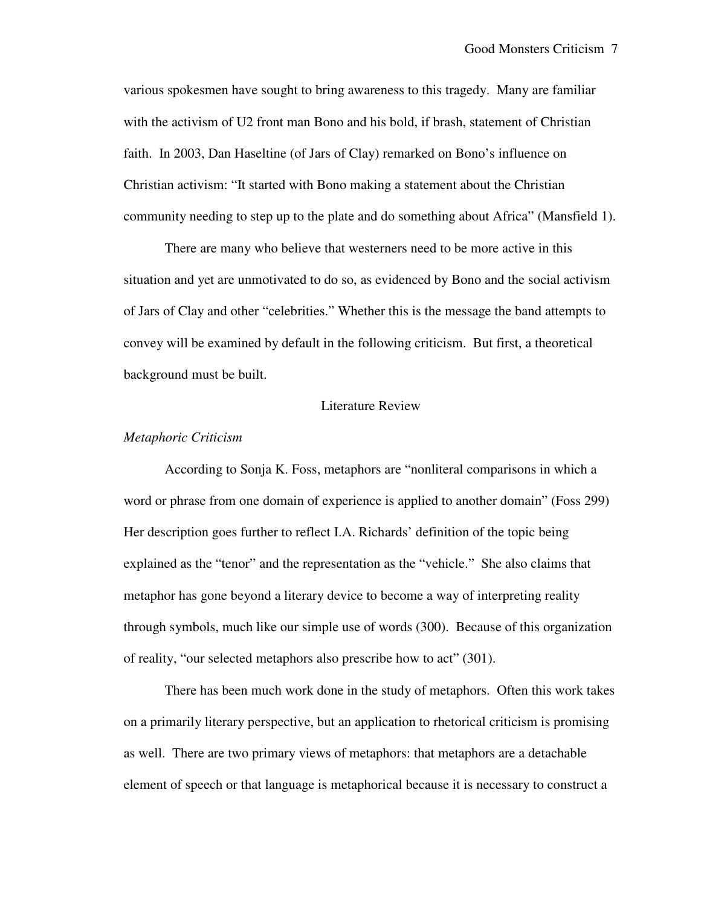various spokesmen have sought to bring awareness to this tragedy. Many are familiar with the activism of U2 front man Bono and his bold, if brash, statement of Christian faith. In 2003, Dan Haseltine (of Jars of Clay) remarked on Bono's influence on Christian activism: "It started with Bono making a statement about the Christian community needing to step up to the plate and do something about Africa" (Mansfield 1).

There are many who believe that westerners need to be more active in this situation and yet are unmotivated to do so, as evidenced by Bono and the social activism of Jars of Clay and other "celebrities." Whether this is the message the band attempts to convey will be examined by default in the following criticism. But first, a theoretical background must be built.

## Literature Review

### *Metaphoric Criticism*

According to Sonja K. Foss, metaphors are "nonliteral comparisons in which a word or phrase from one domain of experience is applied to another domain" (Foss 299) Her description goes further to reflect I.A. Richards' definition of the topic being explained as the "tenor" and the representation as the "vehicle." She also claims that metaphor has gone beyond a literary device to become a way of interpreting reality through symbols, much like our simple use of words (300). Because of this organization of reality, "our selected metaphors also prescribe how to act" (301).

There has been much work done in the study of metaphors. Often this work takes on a primarily literary perspective, but an application to rhetorical criticism is promising as well. There are two primary views of metaphors: that metaphors are a detachable element of speech or that language is metaphorical because it is necessary to construct a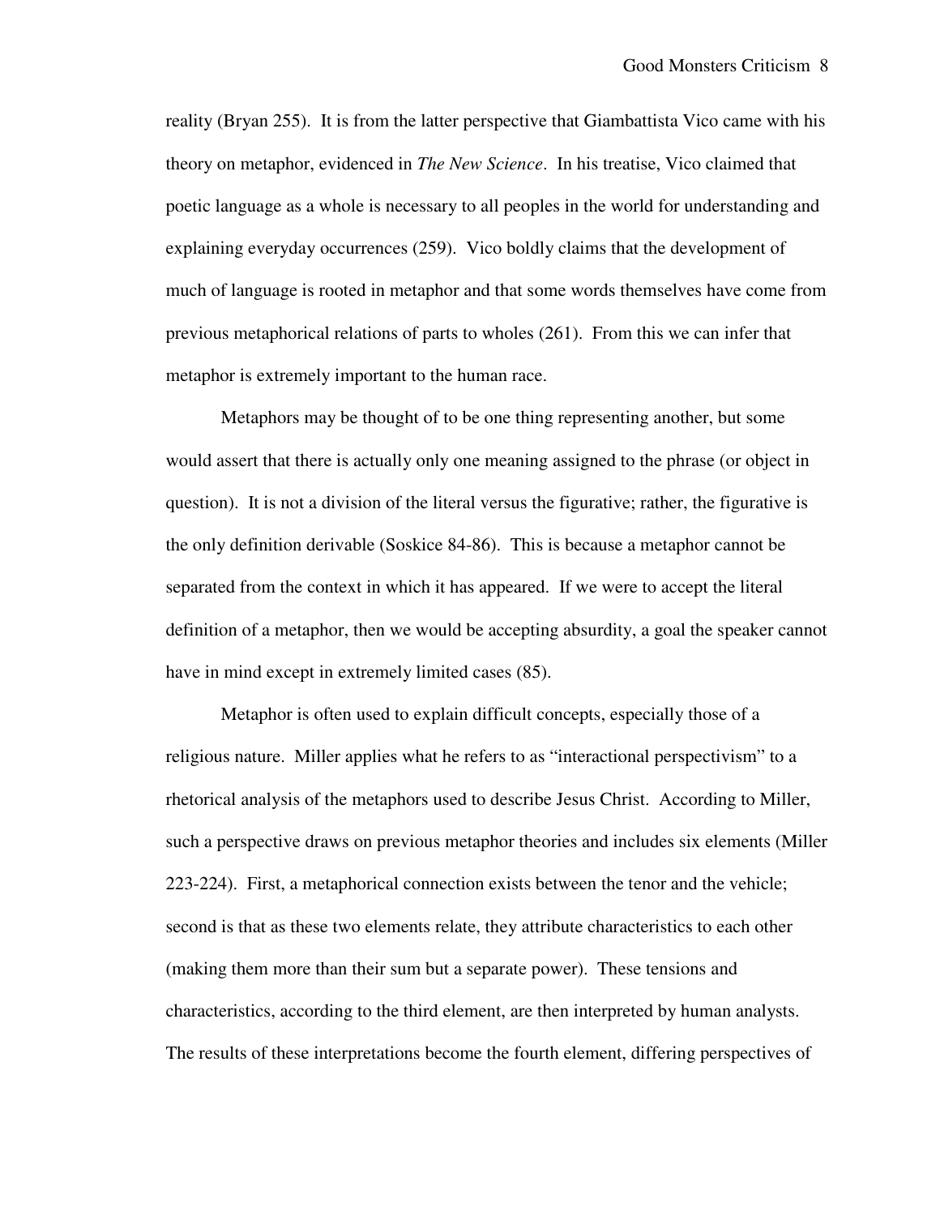reality (Bryan 255). It is from the latter perspective that Giambattista Vico came with his theory on metaphor, evidenced in *The New Science*. In his treatise, Vico claimed that poetic language as a whole is necessary to all peoples in the world for understanding and explaining everyday occurrences (259). Vico boldly claims that the development of much of language is rooted in metaphor and that some words themselves have come from previous metaphorical relations of parts to wholes (261). From this we can infer that metaphor is extremely important to the human race.

Metaphors may be thought of to be one thing representing another, but some would assert that there is actually only one meaning assigned to the phrase (or object in question). It is not a division of the literal versus the figurative; rather, the figurative is the only definition derivable (Soskice 84-86). This is because a metaphor cannot be separated from the context in which it has appeared. If we were to accept the literal definition of a metaphor, then we would be accepting absurdity, a goal the speaker cannot have in mind except in extremely limited cases (85).

Metaphor is often used to explain difficult concepts, especially those of a religious nature. Miller applies what he refers to as "interactional perspectivism" to a rhetorical analysis of the metaphors used to describe Jesus Christ. According to Miller, such a perspective draws on previous metaphor theories and includes six elements (Miller 223-224). First, a metaphorical connection exists between the tenor and the vehicle; second is that as these two elements relate, they attribute characteristics to each other (making them more than their sum but a separate power). These tensions and characteristics, according to the third element, are then interpreted by human analysts. The results of these interpretations become the fourth element, differing perspectives of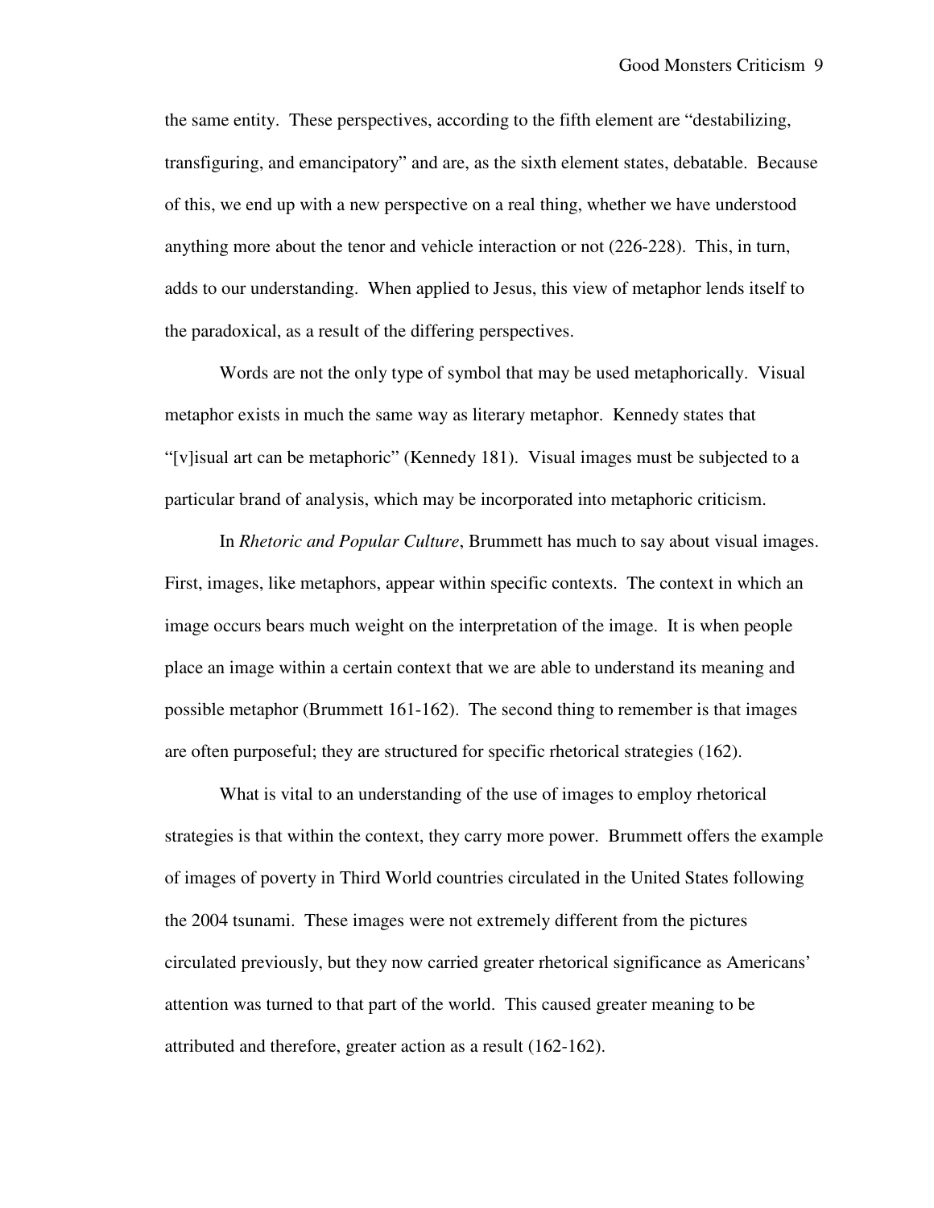the same entity. These perspectives, according to the fifth element are "destabilizing, transfiguring, and emancipatory" and are, as the sixth element states, debatable. Because of this, we end up with a new perspective on a real thing, whether we have understood anything more about the tenor and vehicle interaction or not (226-228). This, in turn, adds to our understanding. When applied to Jesus, this view of metaphor lends itself to the paradoxical, as a result of the differing perspectives.

Words are not the only type of symbol that may be used metaphorically. Visual metaphor exists in much the same way as literary metaphor. Kennedy states that "[v]isual art can be metaphoric" (Kennedy 181). Visual images must be subjected to a particular brand of analysis, which may be incorporated into metaphoric criticism.

In *Rhetoric and Popular Culture*, Brummett has much to say about visual images. First, images, like metaphors, appear within specific contexts. The context in which an image occurs bears much weight on the interpretation of the image. It is when people place an image within a certain context that we are able to understand its meaning and possible metaphor (Brummett 161-162). The second thing to remember is that images are often purposeful; they are structured for specific rhetorical strategies (162).

What is vital to an understanding of the use of images to employ rhetorical strategies is that within the context, they carry more power. Brummett offers the example of images of poverty in Third World countries circulated in the United States following the 2004 tsunami. These images were not extremely different from the pictures circulated previously, but they now carried greater rhetorical significance as Americans' attention was turned to that part of the world. This caused greater meaning to be attributed and therefore, greater action as a result (162-162).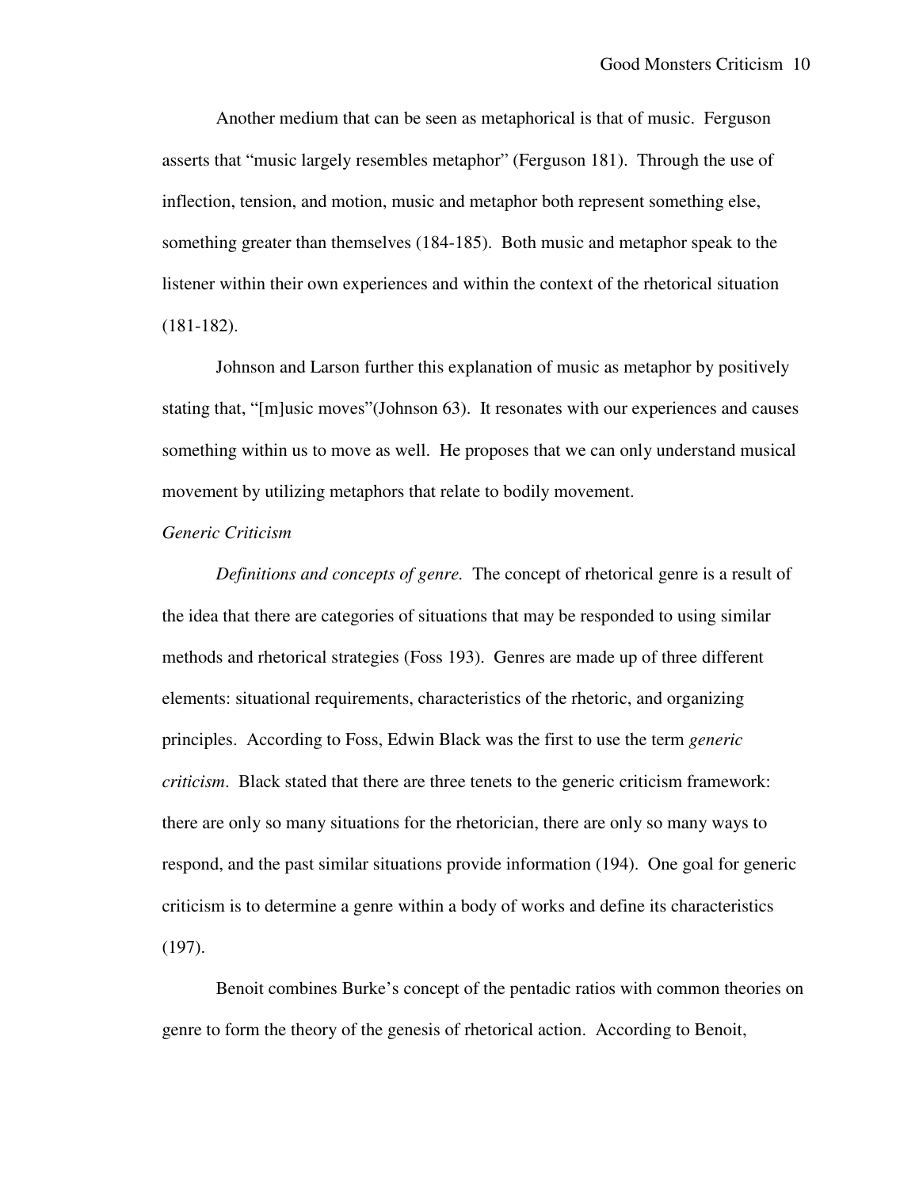Another medium that can be seen as metaphorical is that of music. Ferguson asserts that "music largely resembles metaphor" (Ferguson 181). Through the use of inflection, tension, and motion, music and metaphor both represent something else, something greater than themselves (184-185). Both music and metaphor speak to the listener within their own experiences and within the context of the rhetorical situation (181-182).

Johnson and Larson further this explanation of music as metaphor by positively stating that, "[m]usic moves"(Johnson 63). It resonates with our experiences and causes something within us to move as well. He proposes that we can only understand musical movement by utilizing metaphors that relate to bodily movement.

### *Generic Criticism*

*Definitions and concepts of genre.* The concept of rhetorical genre is a result of the idea that there are categories of situations that may be responded to using similar methods and rhetorical strategies (Foss 193). Genres are made up of three different elements: situational requirements, characteristics of the rhetoric, and organizing principles. According to Foss, Edwin Black was the first to use the term *generic criticism*. Black stated that there are three tenets to the generic criticism framework: there are only so many situations for the rhetorician, there are only so many ways to respond, and the past similar situations provide information (194). One goal for generic criticism is to determine a genre within a body of works and define its characteristics (197).

Benoit combines Burke's concept of the pentadic ratios with common theories on genre to form the theory of the genesis of rhetorical action. According to Benoit,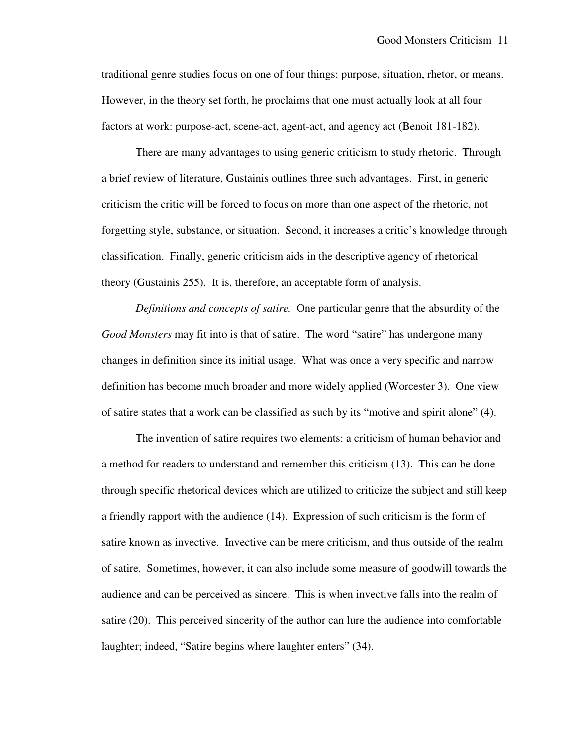traditional genre studies focus on one of four things: purpose, situation, rhetor, or means. However, in the theory set forth, he proclaims that one must actually look at all four factors at work: purpose-act, scene-act, agent-act, and agency act (Benoit 181-182).

There are many advantages to using generic criticism to study rhetoric. Through a brief review of literature, Gustainis outlines three such advantages. First, in generic criticism the critic will be forced to focus on more than one aspect of the rhetoric, not forgetting style, substance, or situation. Second, it increases a critic's knowledge through classification. Finally, generic criticism aids in the descriptive agency of rhetorical theory (Gustainis 255). It is, therefore, an acceptable form of analysis.

*Definitions and concepts of satire.* One particular genre that the absurdity of the *Good Monsters* may fit into is that of satire. The word "satire" has undergone many changes in definition since its initial usage. What was once a very specific and narrow definition has become much broader and more widely applied (Worcester 3). One view of satire states that a work can be classified as such by its "motive and spirit alone" (4).

The invention of satire requires two elements: a criticism of human behavior and a method for readers to understand and remember this criticism (13). This can be done through specific rhetorical devices which are utilized to criticize the subject and still keep a friendly rapport with the audience (14). Expression of such criticism is the form of satire known as invective. Invective can be mere criticism, and thus outside of the realm of satire. Sometimes, however, it can also include some measure of goodwill towards the audience and can be perceived as sincere. This is when invective falls into the realm of satire (20). This perceived sincerity of the author can lure the audience into comfortable laughter; indeed, "Satire begins where laughter enters" (34).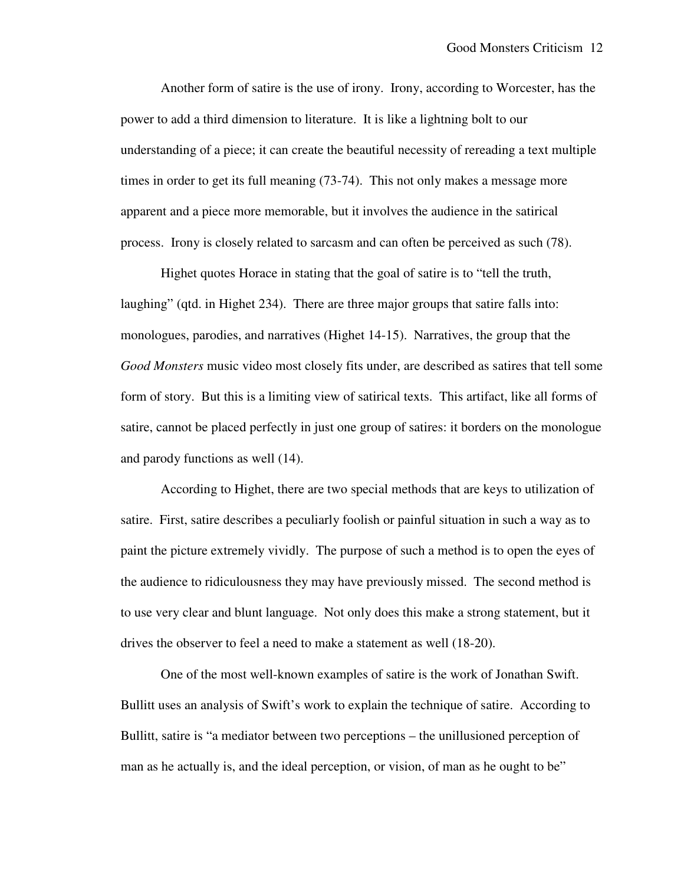Another form of satire is the use of irony. Irony, according to Worcester, has the power to add a third dimension to literature. It is like a lightning bolt to our understanding of a piece; it can create the beautiful necessity of rereading a text multiple times in order to get its full meaning (73-74). This not only makes a message more apparent and a piece more memorable, but it involves the audience in the satirical process. Irony is closely related to sarcasm and can often be perceived as such (78).

Highet quotes Horace in stating that the goal of satire is to "tell the truth, laughing" (qtd. in Highet 234). There are three major groups that satire falls into: monologues, parodies, and narratives (Highet 14-15). Narratives, the group that the *Good Monsters* music video most closely fits under, are described as satires that tell some form of story. But this is a limiting view of satirical texts. This artifact, like all forms of satire, cannot be placed perfectly in just one group of satires: it borders on the monologue and parody functions as well (14).

According to Highet, there are two special methods that are keys to utilization of satire. First, satire describes a peculiarly foolish or painful situation in such a way as to paint the picture extremely vividly. The purpose of such a method is to open the eyes of the audience to ridiculousness they may have previously missed. The second method is to use very clear and blunt language. Not only does this make a strong statement, but it drives the observer to feel a need to make a statement as well (18-20).

One of the most well-known examples of satire is the work of Jonathan Swift. Bullitt uses an analysis of Swift's work to explain the technique of satire. According to Bullitt, satire is "a mediator between two perceptions – the unillusioned perception of man as he actually is, and the ideal perception, or vision, of man as he ought to be"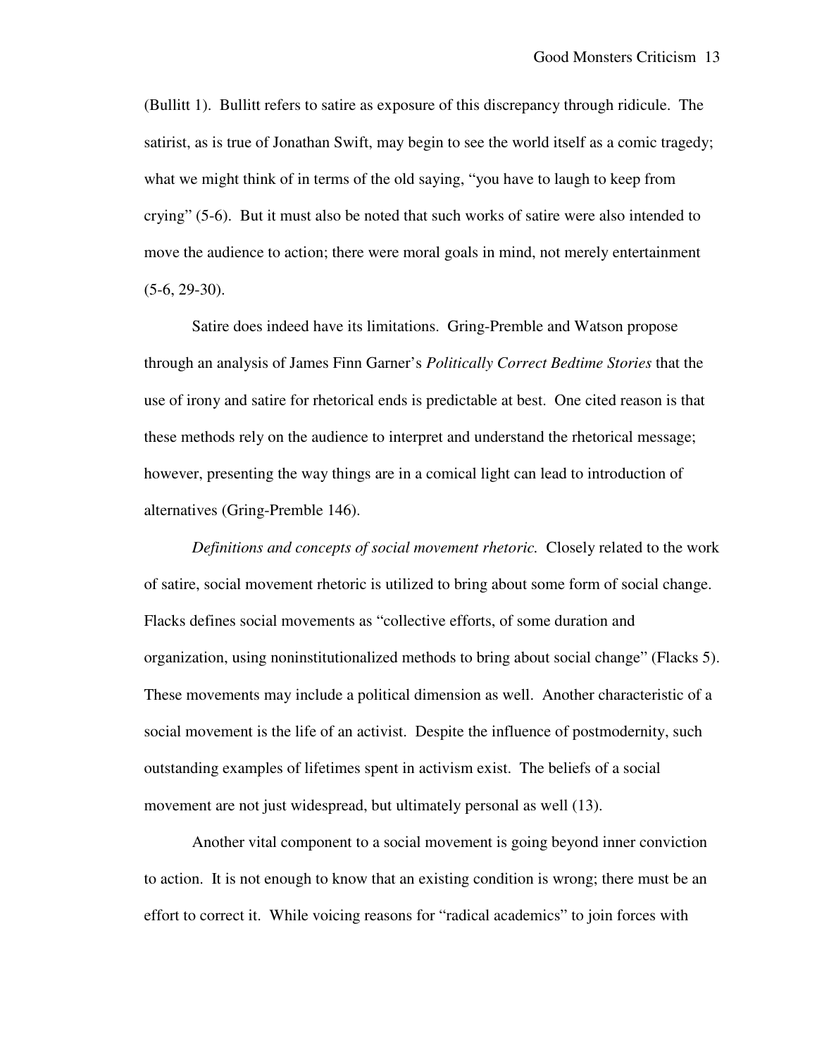(Bullitt 1). Bullitt refers to satire as exposure of this discrepancy through ridicule. The satirist, as is true of Jonathan Swift, may begin to see the world itself as a comic tragedy; what we might think of in terms of the old saying, "you have to laugh to keep from crying" (5-6). But it must also be noted that such works of satire were also intended to move the audience to action; there were moral goals in mind, not merely entertainment (5-6, 29-30).

Satire does indeed have its limitations. Gring-Premble and Watson propose through an analysis of James Finn Garner's *Politically Correct Bedtime Stories* that the use of irony and satire for rhetorical ends is predictable at best. One cited reason is that these methods rely on the audience to interpret and understand the rhetorical message; however, presenting the way things are in a comical light can lead to introduction of alternatives (Gring-Premble 146).

*Definitions and concepts of social movement rhetoric.* Closely related to the work of satire, social movement rhetoric is utilized to bring about some form of social change. Flacks defines social movements as "collective efforts, of some duration and organization, using noninstitutionalized methods to bring about social change" (Flacks 5). These movements may include a political dimension as well. Another characteristic of a social movement is the life of an activist. Despite the influence of postmodernity, such outstanding examples of lifetimes spent in activism exist. The beliefs of a social movement are not just widespread, but ultimately personal as well (13).

Another vital component to a social movement is going beyond inner conviction to action. It is not enough to know that an existing condition is wrong; there must be an effort to correct it. While voicing reasons for "radical academics" to join forces with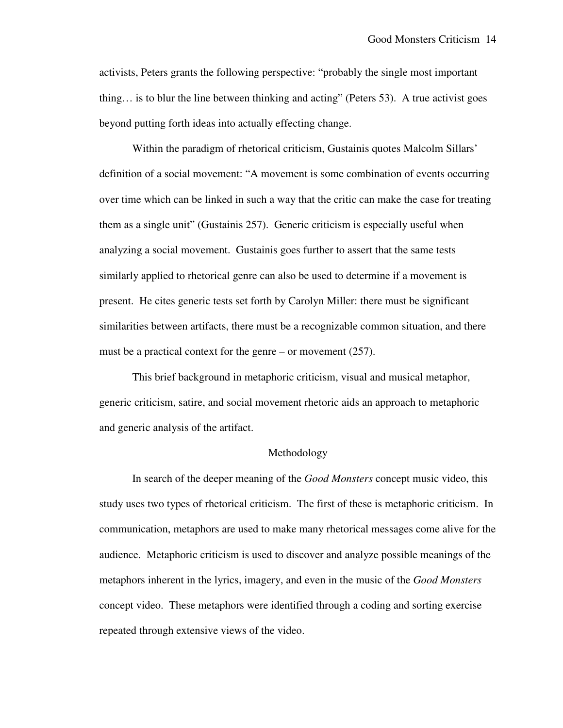activists, Peters grants the following perspective: "probably the single most important thing… is to blur the line between thinking and acting" (Peters 53). A true activist goes beyond putting forth ideas into actually effecting change.

Within the paradigm of rhetorical criticism, Gustainis quotes Malcolm Sillars' definition of a social movement: "A movement is some combination of events occurring over time which can be linked in such a way that the critic can make the case for treating them as a single unit" (Gustainis 257). Generic criticism is especially useful when analyzing a social movement. Gustainis goes further to assert that the same tests similarly applied to rhetorical genre can also be used to determine if a movement is present. He cites generic tests set forth by Carolyn Miller: there must be significant similarities between artifacts, there must be a recognizable common situation, and there must be a practical context for the genre – or movement (257).

This brief background in metaphoric criticism, visual and musical metaphor, generic criticism, satire, and social movement rhetoric aids an approach to metaphoric and generic analysis of the artifact.

## Methodology

In search of the deeper meaning of the *Good Monsters* concept music video, this study uses two types of rhetorical criticism. The first of these is metaphoric criticism. In communication, metaphors are used to make many rhetorical messages come alive for the audience. Metaphoric criticism is used to discover and analyze possible meanings of the metaphors inherent in the lyrics, imagery, and even in the music of the *Good Monsters* concept video. These metaphors were identified through a coding and sorting exercise repeated through extensive views of the video.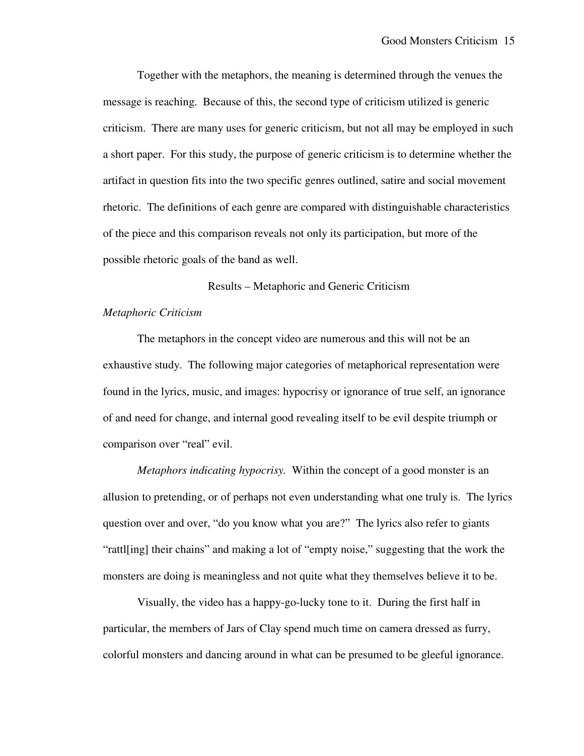Together with the metaphors, the meaning is determined through the venues the message is reaching. Because of this, the second type of criticism utilized is generic criticism. There are many uses for generic criticism, but not all may be employed in such a short paper. For this study, the purpose of generic criticism is to determine whether the artifact in question fits into the two specific genres outlined, satire and social movement rhetoric. The definitions of each genre are compared with distinguishable characteristics of the piece and this comparison reveals not only its participation, but more of the possible rhetoric goals of the band as well.

## Results – Metaphoric and Generic Criticism

### *Metaphoric Criticism*

The metaphors in the concept video are numerous and this will not be an exhaustive study. The following major categories of metaphorical representation were found in the lyrics, music, and images: hypocrisy or ignorance of true self, an ignorance of and need for change, and internal good revealing itself to be evil despite triumph or comparison over "real" evil.

*Metaphors indicating hypocrisy.* Within the concept of a good monster is an allusion to pretending, or of perhaps not even understanding what one truly is. The lyrics question over and over, "do you know what you are?" The lyrics also refer to giants "rattl[ing] their chains" and making a lot of "empty noise," suggesting that the work the monsters are doing is meaningless and not quite what they themselves believe it to be.

Visually, the video has a happy-go-lucky tone to it. During the first half in particular, the members of Jars of Clay spend much time on camera dressed as furry, colorful monsters and dancing around in what can be presumed to be gleeful ignorance.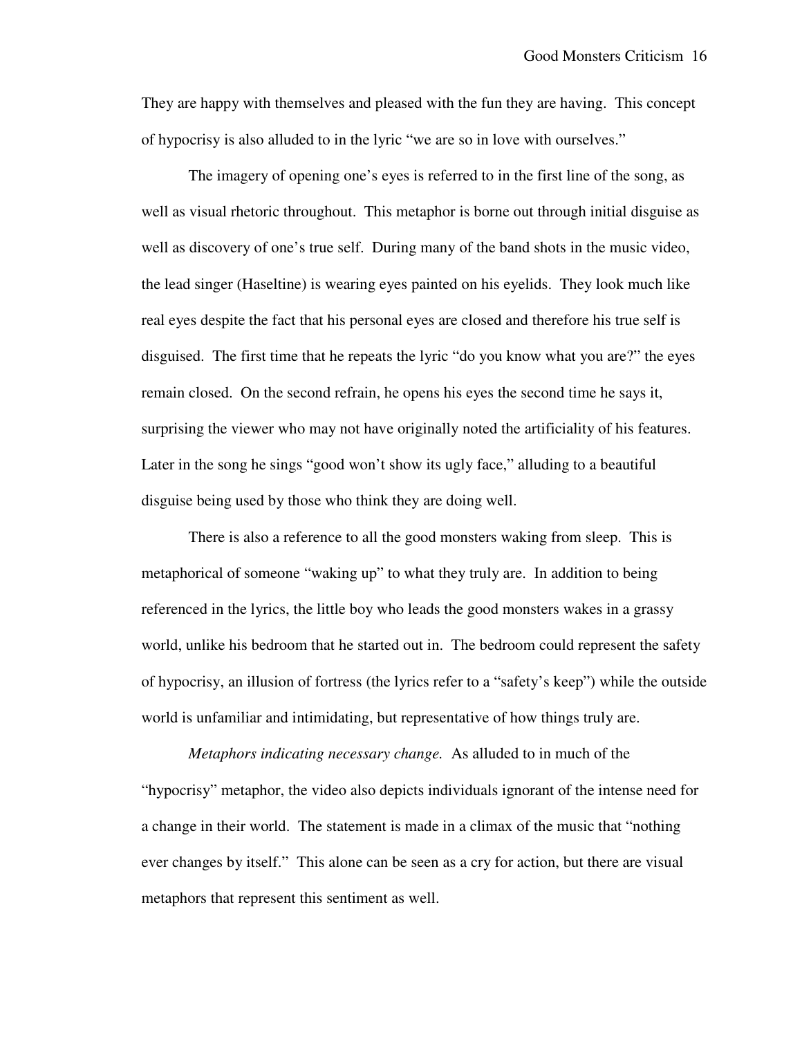They are happy with themselves and pleased with the fun they are having. This concept of hypocrisy is also alluded to in the lyric "we are so in love with ourselves."

The imagery of opening one's eyes is referred to in the first line of the song, as well as visual rhetoric throughout. This metaphor is borne out through initial disguise as well as discovery of one's true self. During many of the band shots in the music video, the lead singer (Haseltine) is wearing eyes painted on his eyelids. They look much like real eyes despite the fact that his personal eyes are closed and therefore his true self is disguised. The first time that he repeats the lyric "do you know what you are?" the eyes remain closed. On the second refrain, he opens his eyes the second time he says it, surprising the viewer who may not have originally noted the artificiality of his features. Later in the song he sings "good won't show its ugly face," alluding to a beautiful disguise being used by those who think they are doing well.

There is also a reference to all the good monsters waking from sleep. This is metaphorical of someone "waking up" to what they truly are. In addition to being referenced in the lyrics, the little boy who leads the good monsters wakes in a grassy world, unlike his bedroom that he started out in. The bedroom could represent the safety of hypocrisy, an illusion of fortress (the lyrics refer to a "safety's keep") while the outside world is unfamiliar and intimidating, but representative of how things truly are.

*Metaphors indicating necessary change.* As alluded to in much of the "hypocrisy" metaphor, the video also depicts individuals ignorant of the intense need for a change in their world. The statement is made in a climax of the music that "nothing ever changes by itself." This alone can be seen as a cry for action, but there are visual metaphors that represent this sentiment as well.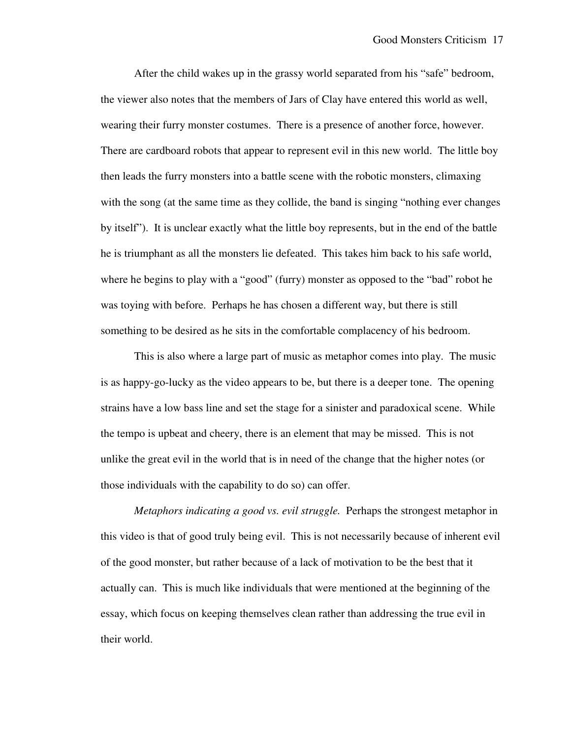After the child wakes up in the grassy world separated from his "safe" bedroom, the viewer also notes that the members of Jars of Clay have entered this world as well, wearing their furry monster costumes. There is a presence of another force, however. There are cardboard robots that appear to represent evil in this new world. The little boy then leads the furry monsters into a battle scene with the robotic monsters, climaxing with the song (at the same time as they collide, the band is singing "nothing ever changes by itself"). It is unclear exactly what the little boy represents, but in the end of the battle he is triumphant as all the monsters lie defeated. This takes him back to his safe world, where he begins to play with a "good" (furry) monster as opposed to the "bad" robot he was toying with before. Perhaps he has chosen a different way, but there is still something to be desired as he sits in the comfortable complacency of his bedroom.

This is also where a large part of music as metaphor comes into play. The music is as happy-go-lucky as the video appears to be, but there is a deeper tone. The opening strains have a low bass line and set the stage for a sinister and paradoxical scene. While the tempo is upbeat and cheery, there is an element that may be missed. This is not unlike the great evil in the world that is in need of the change that the higher notes (or those individuals with the capability to do so) can offer.

*Metaphors indicating a good vs. evil struggle.* Perhaps the strongest metaphor in this video is that of good truly being evil. This is not necessarily because of inherent evil of the good monster, but rather because of a lack of motivation to be the best that it actually can. This is much like individuals that were mentioned at the beginning of the essay, which focus on keeping themselves clean rather than addressing the true evil in their world.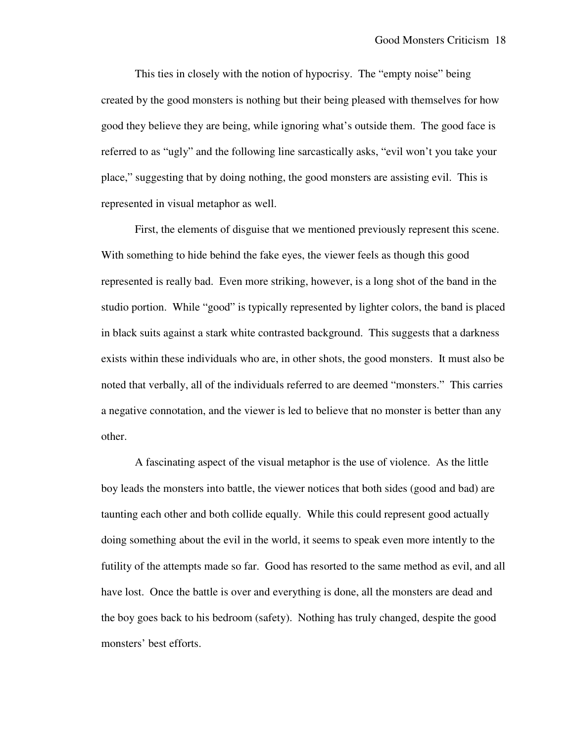This ties in closely with the notion of hypocrisy. The "empty noise" being created by the good monsters is nothing but their being pleased with themselves for how good they believe they are being, while ignoring what's outside them. The good face is referred to as "ugly" and the following line sarcastically asks, "evil won't you take your place," suggesting that by doing nothing, the good monsters are assisting evil. This is represented in visual metaphor as well.

First, the elements of disguise that we mentioned previously represent this scene. With something to hide behind the fake eyes, the viewer feels as though this good represented is really bad. Even more striking, however, is a long shot of the band in the studio portion. While "good" is typically represented by lighter colors, the band is placed in black suits against a stark white contrasted background. This suggests that a darkness exists within these individuals who are, in other shots, the good monsters. It must also be noted that verbally, all of the individuals referred to are deemed "monsters." This carries a negative connotation, and the viewer is led to believe that no monster is better than any other.

A fascinating aspect of the visual metaphor is the use of violence. As the little boy leads the monsters into battle, the viewer notices that both sides (good and bad) are taunting each other and both collide equally. While this could represent good actually doing something about the evil in the world, it seems to speak even more intently to the futility of the attempts made so far. Good has resorted to the same method as evil, and all have lost. Once the battle is over and everything is done, all the monsters are dead and the boy goes back to his bedroom (safety). Nothing has truly changed, despite the good monsters' best efforts.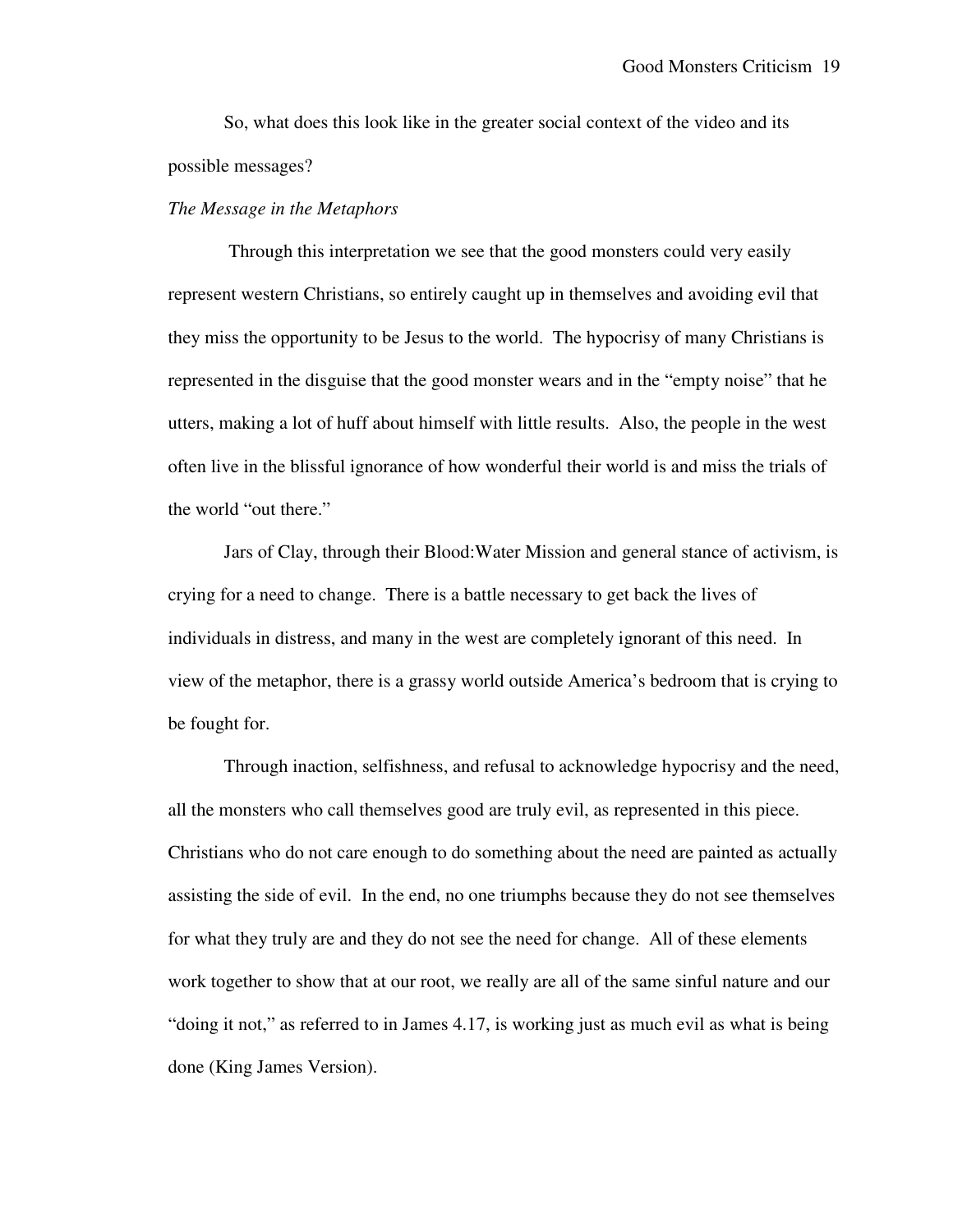So, what does this look like in the greater social context of the video and its possible messages?

*The Message in the Metaphors*

Through this interpretation we see that the good monsters could very easily represent western Christians, so entirely caught up in themselves and avoiding evil that they miss the opportunity to be Jesus to the world. The hypocrisy of many Christians is represented in the disguise that the good monster wears and in the "empty noise" that he utters, making a lot of huff about himself with little results. Also, the people in the west often live in the blissful ignorance of how wonderful their world is and miss the trials of the world "out there."

Jars of Clay, through their Blood:Water Mission and general stance of activism, is crying for a need to change. There is a battle necessary to get back the lives of individuals in distress, and many in the west are completely ignorant of this need. In view of the metaphor, there is a grassy world outside America's bedroom that is crying to be fought for.

Through inaction, selfishness, and refusal to acknowledge hypocrisy and the need, all the monsters who call themselves good are truly evil, as represented in this piece. Christians who do not care enough to do something about the need are painted as actually assisting the side of evil. In the end, no one triumphs because they do not see themselves for what they truly are and they do not see the need for change. All of these elements work together to show that at our root, we really are all of the same sinful nature and our "doing it not," as referred to in James 4.17, is working just as much evil as what is being done (King James Version).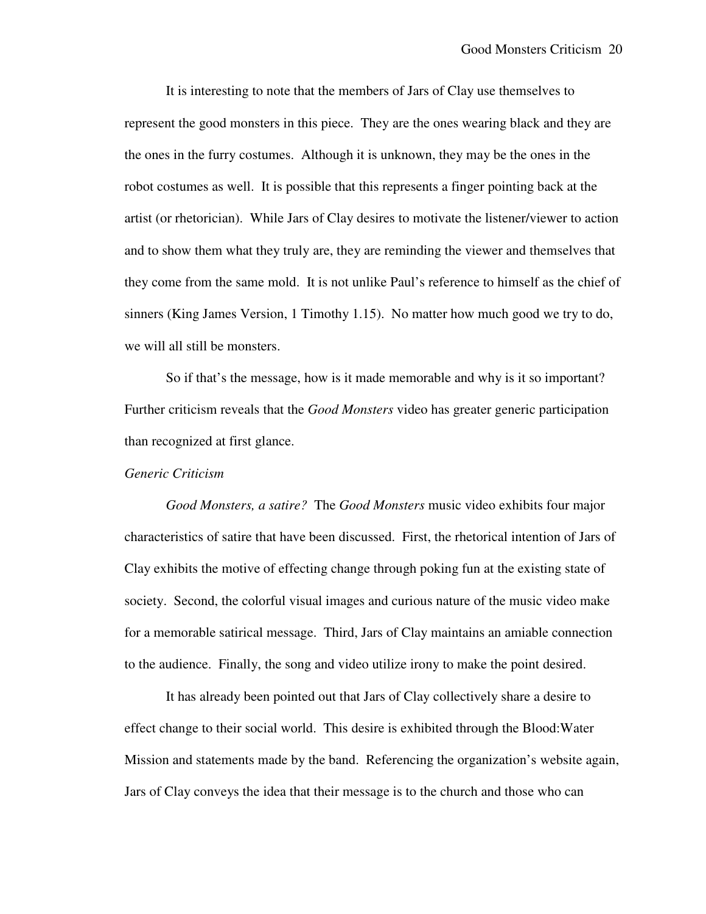It is interesting to note that the members of Jars of Clay use themselves to represent the good monsters in this piece. They are the ones wearing black and they are the ones in the furry costumes. Although it is unknown, they may be the ones in the robot costumes as well. It is possible that this represents a finger pointing back at the artist (or rhetorician). While Jars of Clay desires to motivate the listener/viewer to action and to show them what they truly are, they are reminding the viewer and themselves that they come from the same mold. It is not unlike Paul's reference to himself as the chief of sinners (King James Version, 1 Timothy 1.15). No matter how much good we try to do, we will all still be monsters.

So if that's the message, how is it made memorable and why is it so important? Further criticism reveals that the *Good Monsters* video has greater generic participation than recognized at first glance.

*Generic Criticism*

*Good Monsters, a satire?* The *Good Monsters* music video exhibits four major characteristics of satire that have been discussed. First, the rhetorical intention of Jars of Clay exhibits the motive of effecting change through poking fun at the existing state of society. Second, the colorful visual images and curious nature of the music video make for a memorable satirical message. Third, Jars of Clay maintains an amiable connection to the audience. Finally, the song and video utilize irony to make the point desired.

It has already been pointed out that Jars of Clay collectively share a desire to effect change to their social world. This desire is exhibited through the Blood:Water Mission and statements made by the band. Referencing the organization's website again, Jars of Clay conveys the idea that their message is to the church and those who can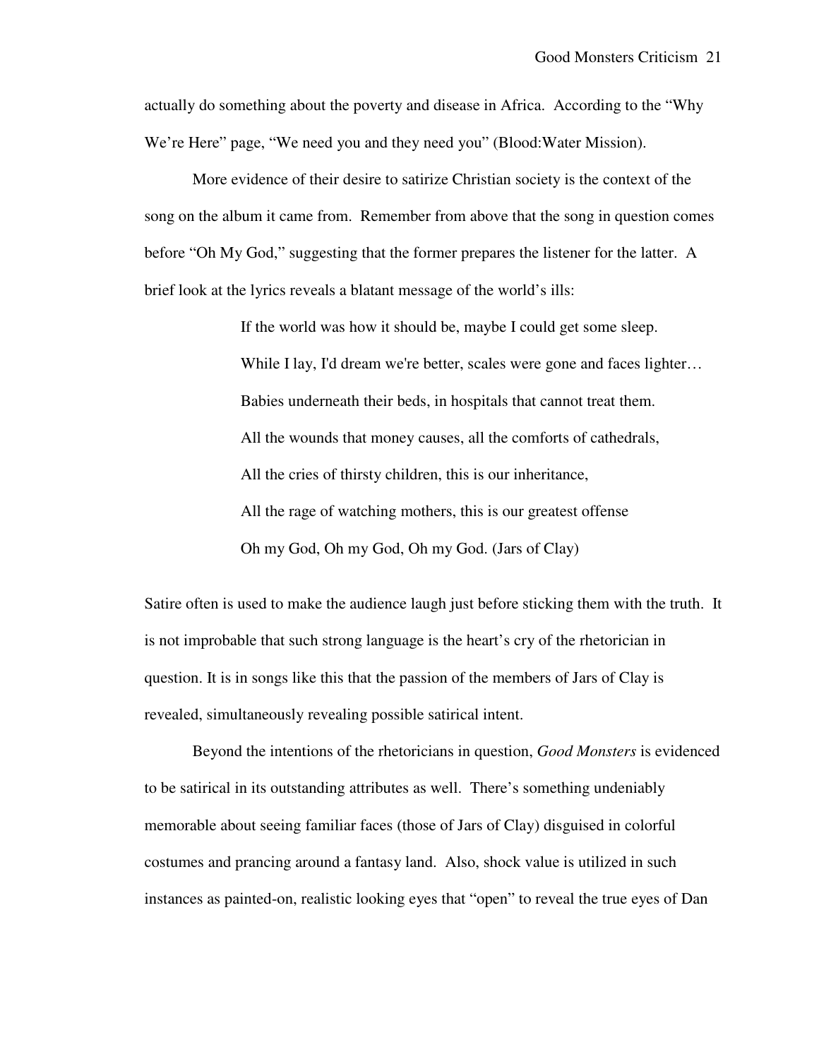actually do something about the poverty and disease in Africa. According to the "Why We're Here" page, "We need you and they need you" (Blood:Water Mission).

More evidence of their desire to satirize Christian society is the context of the song on the album it came from. Remember from above that the song in question comes before "Oh My God," suggesting that the former prepares the listener for the latter. A brief look at the lyrics reveals a blatant message of the world's ills:

> If the world was how it should be, maybe I could get some sleep.
> While I lay, I'd dream we're better, scales were gone and faces lighter…
> Babies underneath their beds, in hospitals that cannot treat them.
> All the wounds that money causes, all the comforts of cathedrals,
> All the cries of thirsty children, this is our inheritance,
> All the rage of watching mothers, this is our greatest offense
> Oh my God, Oh my God, Oh my God. (Jars of Clay)

Satire often is used to make the audience laugh just before sticking them with the truth. It is not improbable that such strong language is the heart's cry of the rhetorician in question. It is in songs like this that the passion of the members of Jars of Clay is revealed, simultaneously revealing possible satirical intent.

Beyond the intentions of the rhetoricians in question, *Good Monsters* is evidenced to be satirical in its outstanding attributes as well. There's something undeniably memorable about seeing familiar faces (those of Jars of Clay) disguised in colorful costumes and prancing around a fantasy land. Also, shock value is utilized in such instances as painted-on, realistic looking eyes that "open" to reveal the true eyes of Dan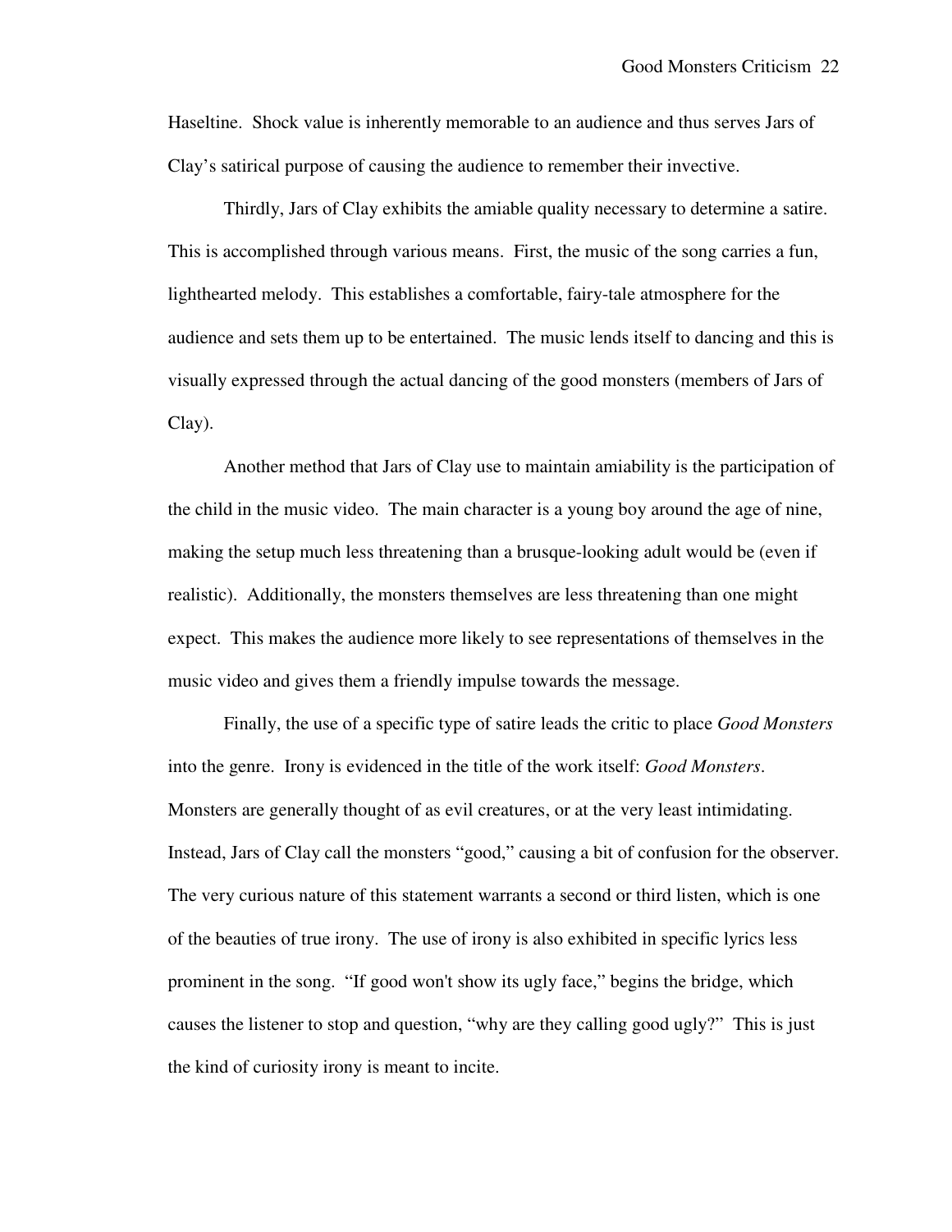Haseltine. Shock value is inherently memorable to an audience and thus serves Jars of Clay's satirical purpose of causing the audience to remember their invective.

Thirdly, Jars of Clay exhibits the amiable quality necessary to determine a satire. This is accomplished through various means. First, the music of the song carries a fun, lighthearted melody. This establishes a comfortable, fairy-tale atmosphere for the audience and sets them up to be entertained. The music lends itself to dancing and this is visually expressed through the actual dancing of the good monsters (members of Jars of Clay).

Another method that Jars of Clay use to maintain amiability is the participation of the child in the music video. The main character is a young boy around the age of nine, making the setup much less threatening than a brusque-looking adult would be (even if realistic). Additionally, the monsters themselves are less threatening than one might expect. This makes the audience more likely to see representations of themselves in the music video and gives them a friendly impulse towards the message.

Finally, the use of a specific type of satire leads the critic to place *Good Monsters* into the genre. Irony is evidenced in the title of the work itself: *Good Monsters*. Monsters are generally thought of as evil creatures, or at the very least intimidating. Instead, Jars of Clay call the monsters "good," causing a bit of confusion for the observer. The very curious nature of this statement warrants a second or third listen, which is one of the beauties of true irony. The use of irony is also exhibited in specific lyrics less prominent in the song. "If good won't show its ugly face," begins the bridge, which causes the listener to stop and question, "why are they calling good ugly?" This is just the kind of curiosity irony is meant to incite.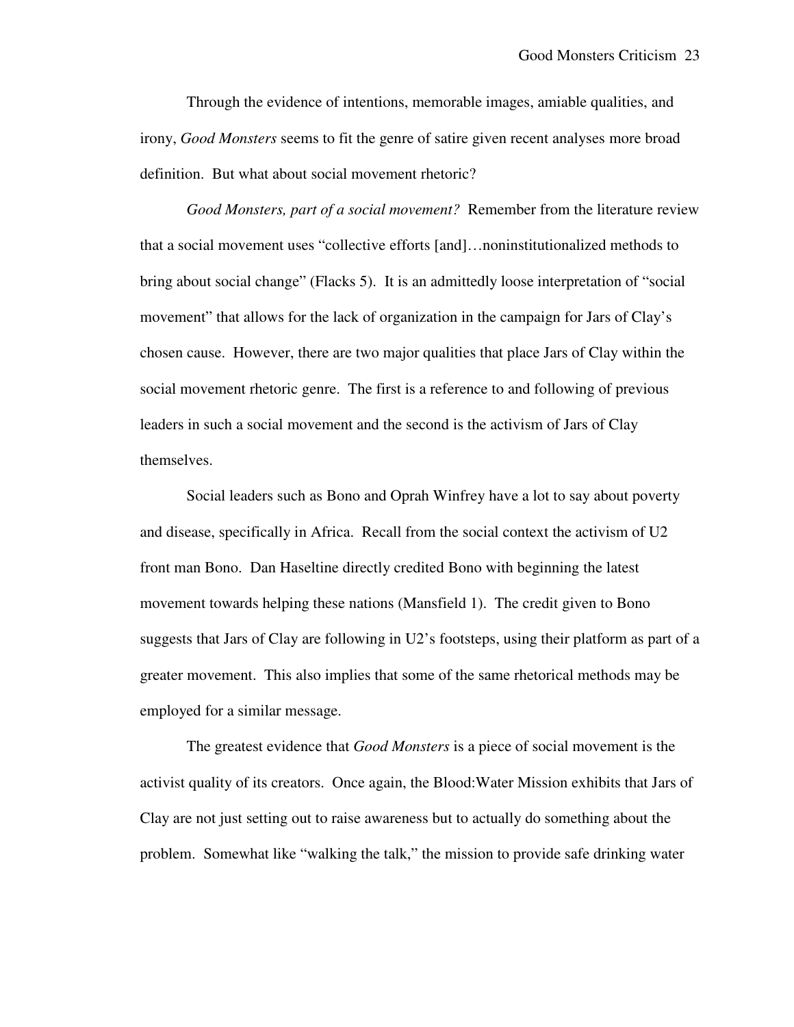Through the evidence of intentions, memorable images, amiable qualities, and irony, *Good Monsters* seems to fit the genre of satire given recent analyses more broad definition. But what about social movement rhetoric?

*Good Monsters, part of a social movement?* Remember from the literature review that a social movement uses "collective efforts [and]…noninstitutionalized methods to bring about social change" (Flacks 5). It is an admittedly loose interpretation of "social movement" that allows for the lack of organization in the campaign for Jars of Clay's chosen cause. However, there are two major qualities that place Jars of Clay within the social movement rhetoric genre. The first is a reference to and following of previous leaders in such a social movement and the second is the activism of Jars of Clay themselves.

Social leaders such as Bono and Oprah Winfrey have a lot to say about poverty and disease, specifically in Africa. Recall from the social context the activism of U2 front man Bono. Dan Haseltine directly credited Bono with beginning the latest movement towards helping these nations (Mansfield 1). The credit given to Bono suggests that Jars of Clay are following in U2's footsteps, using their platform as part of a greater movement. This also implies that some of the same rhetorical methods may be employed for a similar message.

The greatest evidence that *Good Monsters* is a piece of social movement is the activist quality of its creators. Once again, the Blood:Water Mission exhibits that Jars of Clay are not just setting out to raise awareness but to actually do something about the problem. Somewhat like "walking the talk," the mission to provide safe drinking water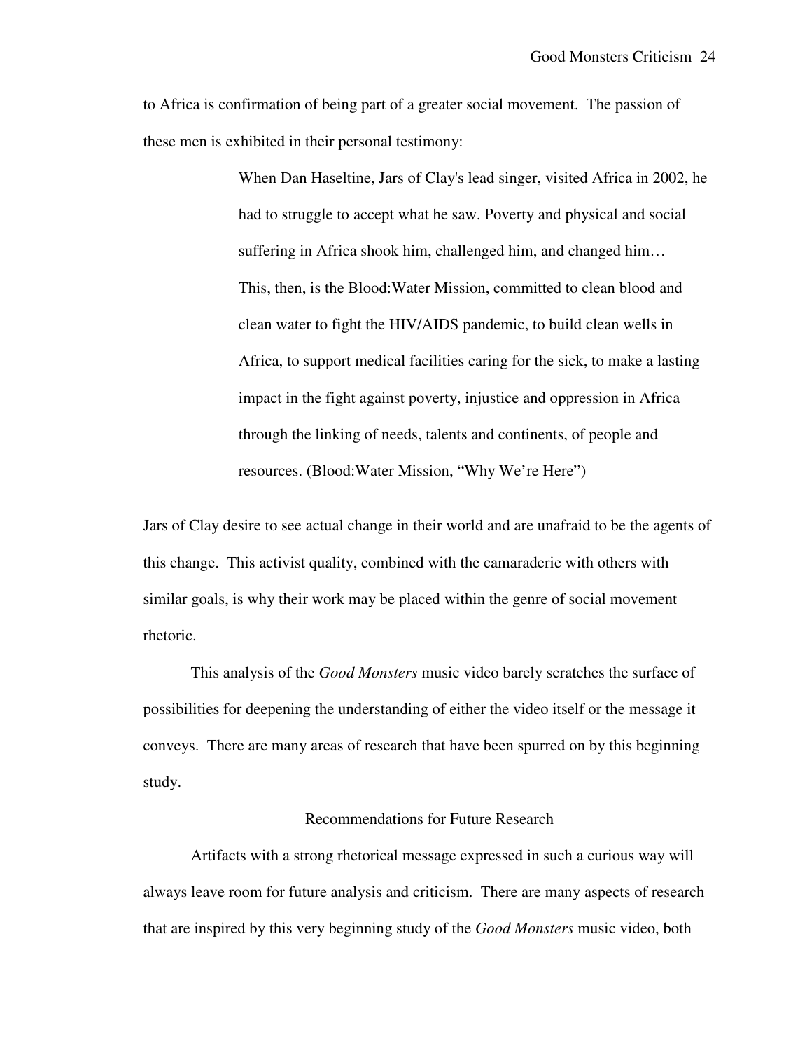to Africa is confirmation of being part of a greater social movement. The passion of these men is exhibited in their personal testimony:

> When Dan Haseltine, Jars of Clay's lead singer, visited Africa in 2002, he had to struggle to accept what he saw. Poverty and physical and social suffering in Africa shook him, challenged him, and changed him… This, then, is the Blood:Water Mission, committed to clean blood and clean water to fight the HIV/AIDS pandemic, to build clean wells in Africa, to support medical facilities caring for the sick, to make a lasting impact in the fight against poverty, injustice and oppression in Africa through the linking of needs, talents and continents, of people and resources. (Blood:Water Mission, "Why We're Here")

Jars of Clay desire to see actual change in their world and are unafraid to be the agents of this change. This activist quality, combined with the camaraderie with others with similar goals, is why their work may be placed within the genre of social movement rhetoric.

This analysis of the *Good Monsters* music video barely scratches the surface of possibilities for deepening the understanding of either the video itself or the message it conveys. There are many areas of research that have been spurred on by this beginning study.

## Recommendations for Future Research

Artifacts with a strong rhetorical message expressed in such a curious way will always leave room for future analysis and criticism. There are many aspects of research that are inspired by this very beginning study of the *Good Monsters* music video, both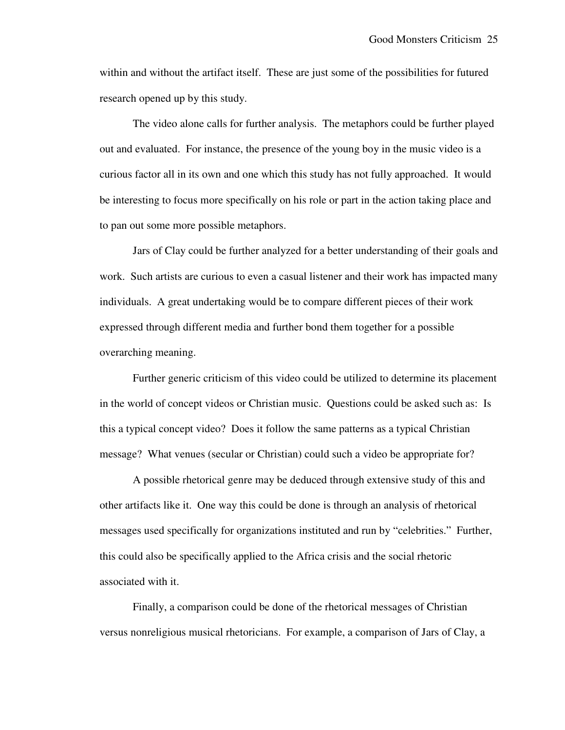within and without the artifact itself. These are just some of the possibilities for futured research opened up by this study.

The video alone calls for further analysis. The metaphors could be further played out and evaluated. For instance, the presence of the young boy in the music video is a curious factor all in its own and one which this study has not fully approached. It would be interesting to focus more specifically on his role or part in the action taking place and to pan out some more possible metaphors.

Jars of Clay could be further analyzed for a better understanding of their goals and work. Such artists are curious to even a casual listener and their work has impacted many individuals. A great undertaking would be to compare different pieces of their work expressed through different media and further bond them together for a possible overarching meaning.

Further generic criticism of this video could be utilized to determine its placement in the world of concept videos or Christian music. Questions could be asked such as: Is this a typical concept video? Does it follow the same patterns as a typical Christian message? What venues (secular or Christian) could such a video be appropriate for?

A possible rhetorical genre may be deduced through extensive study of this and other artifacts like it. One way this could be done is through an analysis of rhetorical messages used specifically for organizations instituted and run by "celebrities." Further, this could also be specifically applied to the Africa crisis and the social rhetoric associated with it.

Finally, a comparison could be done of the rhetorical messages of Christian versus nonreligious musical rhetoricians. For example, a comparison of Jars of Clay, a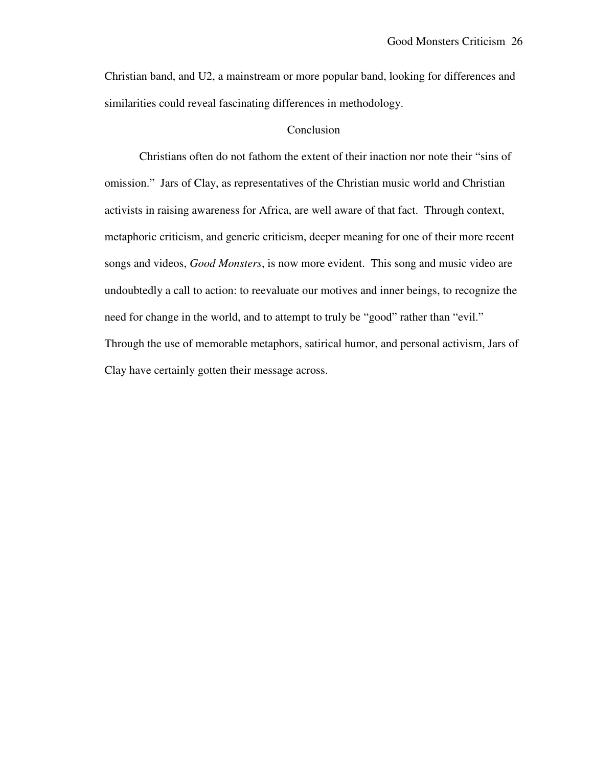Christian band, and U2, a mainstream or more popular band, looking for differences and similarities could reveal fascinating differences in methodology.

## Conclusion

Christians often do not fathom the extent of their inaction nor note their "sins of omission." Jars of Clay, as representatives of the Christian music world and Christian activists in raising awareness for Africa, are well aware of that fact. Through context, metaphoric criticism, and generic criticism, deeper meaning for one of their more recent songs and videos, *Good Monsters*, is now more evident. This song and music video are undoubtedly a call to action: to reevaluate our motives and inner beings, to recognize the need for change in the world, and to attempt to truly be "good" rather than "evil." Through the use of memorable metaphors, satirical humor, and personal activism, Jars of Clay have certainly gotten their message across.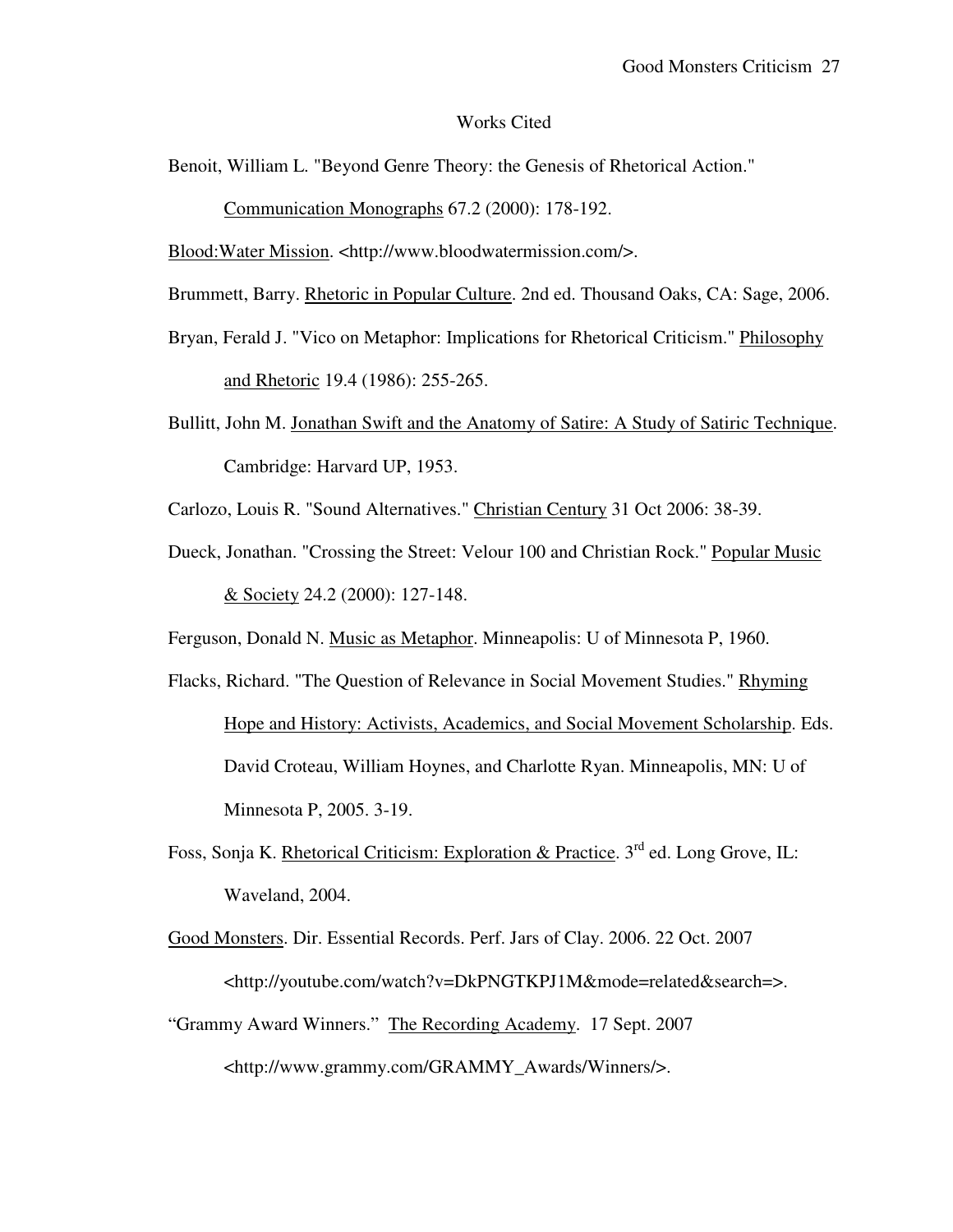# Works Cited

Benoit, William L. "Beyond Genre Theory: the Genesis of Rhetorical Action." Communication Monographs 67.2 (2000): 178-192.

Blood:Water Mission. <http://www.bloodwatermission.com/>.

Brummett, Barry. Rhetoric in Popular Culture. 2nd ed. Thousand Oaks, CA: Sage, 2006.

Bryan, Ferald J. "Vico on Metaphor: Implications for Rhetorical Criticism." Philosophy and Rhetoric 19.4 (1986): 255-265.

Bullitt, John M. Jonathan Swift and the Anatomy of Satire: A Study of Satiric Technique. Cambridge: Harvard UP, 1953.

Carlozo, Louis R. "Sound Alternatives." Christian Century 31 Oct 2006: 38-39.

Dueck, Jonathan. "Crossing the Street: Velour 100 and Christian Rock." Popular Music & Society 24.2 (2000): 127-148.

Ferguson, Donald N. Music as Metaphor. Minneapolis: U of Minnesota P, 1960.

Flacks, Richard. "The Question of Relevance in Social Movement Studies." Rhyming Hope and History: Activists, Academics, and Social Movement Scholarship. Eds. David Croteau, William Hoynes, and Charlotte Ryan. Minneapolis, MN: U of Minnesota P, 2005. 3-19.

Foss, Sonja K. Rhetorical Criticism: Exploration & Practice. 3rd ed. Long Grove, IL: Waveland, 2004.

Good Monsters. Dir. Essential Records. Perf. Jars of Clay. 2006. 22 Oct. 2007 <http://youtube.com/watch?v=DkPNGTKPJ1M&mode=related&search=>.

"Grammy Award Winners." The Recording Academy. 17 Sept. 2007 <http://www.grammy.com/GRAMMY_Awards/Winners/>.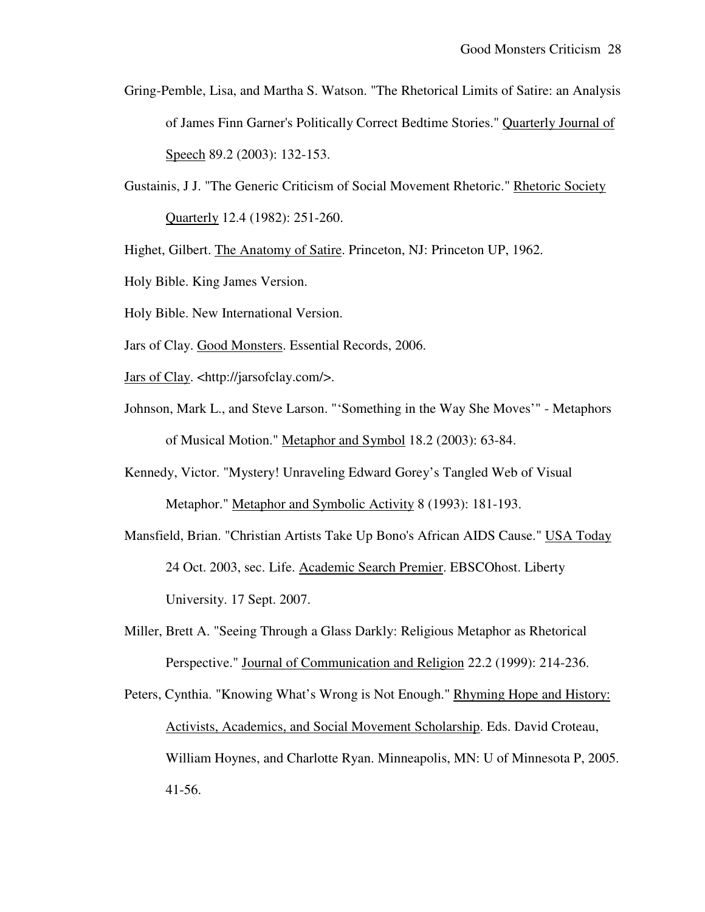Gring-Pemble, Lisa, and Martha S. Watson. "The Rhetorical Limits of Satire: an Analysis of James Finn Garner's Politically Correct Bedtime Stories." Quarterly Journal of Speech 89.2 (2003): 132-153.

Gustainis, J J. "The Generic Criticism of Social Movement Rhetoric." Rhetoric Society Quarterly 12.4 (1982): 251-260.

Highet, Gilbert. The Anatomy of Satire. Princeton, NJ: Princeton UP, 1962.

Holy Bible. King James Version.

Holy Bible. New International Version.

Jars of Clay. Good Monsters. Essential Records, 2006.

Jars of Clay. <http://jarsofclay.com/>.

Johnson, Mark L., and Steve Larson. "'Something in the Way She Moves'" - Metaphors of Musical Motion." Metaphor and Symbol 18.2 (2003): 63-84.

Kennedy, Victor. "Mystery! Unraveling Edward Gorey's Tangled Web of Visual Metaphor." Metaphor and Symbolic Activity 8 (1993): 181-193.

Mansfield, Brian. "Christian Artists Take Up Bono's African AIDS Cause." USA Today 24 Oct. 2003, sec. Life. Academic Search Premier. EBSCOhost. Liberty University. 17 Sept. 2007.

Miller, Brett A. "Seeing Through a Glass Darkly: Religious Metaphor as Rhetorical Perspective." Journal of Communication and Religion 22.2 (1999): 214-236.

Peters, Cynthia. "Knowing What's Wrong is Not Enough." Rhyming Hope and History: Activists, Academics, and Social Movement Scholarship. Eds. David Croteau, William Hoynes, and Charlotte Ryan. Minneapolis, MN: U of Minnesota P, 2005. 41-56.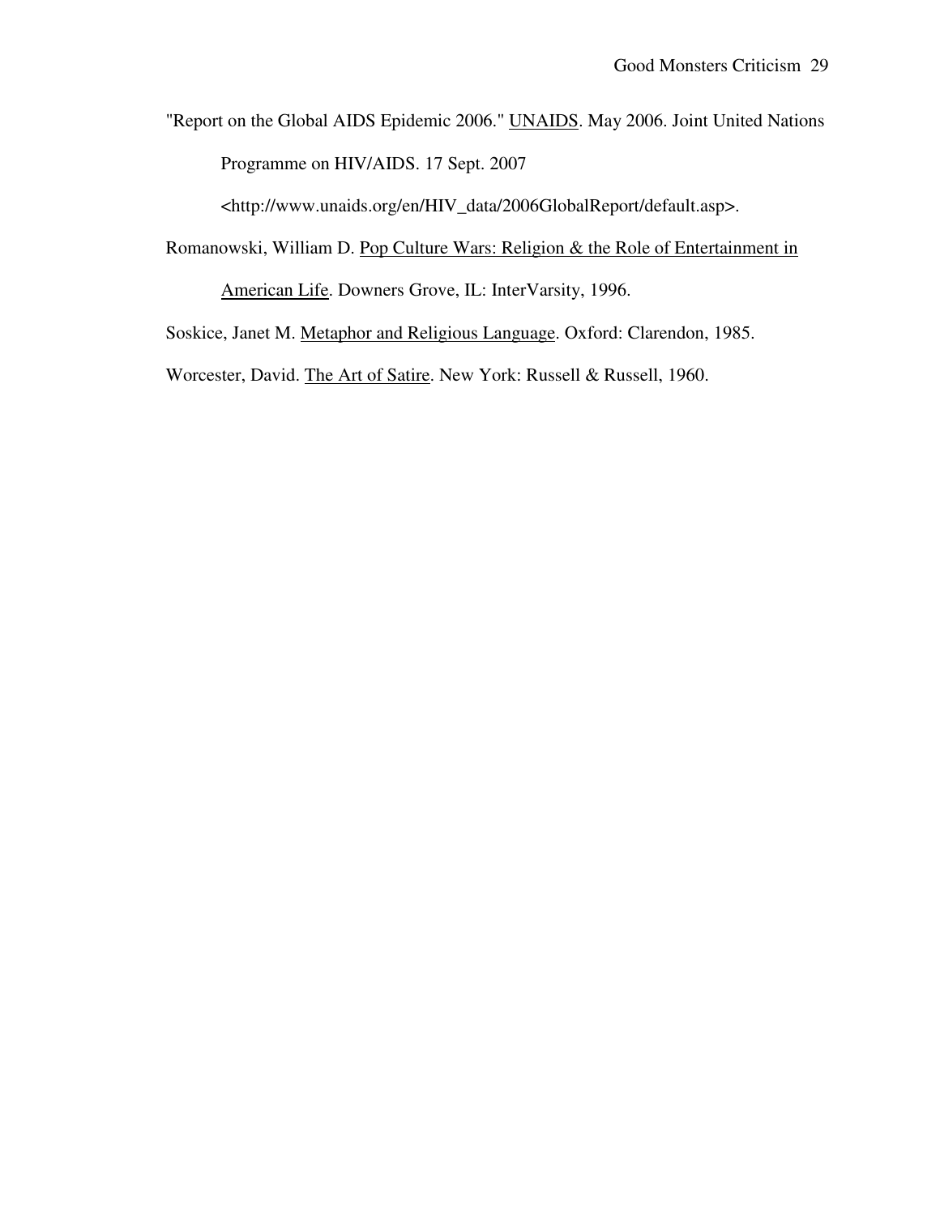"Report on the Global AIDS Epidemic 2006." UNAIDS. May 2006. Joint United Nations Programme on HIV/AIDS. 17 Sept. 2007 <http://www.unaids.org/en/HIV_data/2006GlobalReport/default.asp>.

Romanowski, William D. Pop Culture Wars: Religion & the Role of Entertainment in American Life. Downers Grove, IL: InterVarsity, 1996.

Soskice, Janet M. Metaphor and Religious Language. Oxford: Clarendon, 1985.

Worcester, David. The Art of Satire. New York: Russell & Russell, 1960.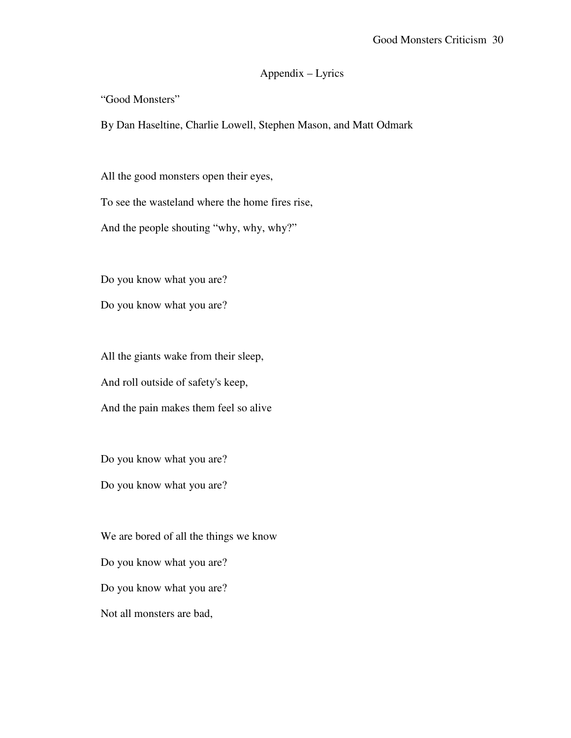# Appendix – Lyrics

"Good Monsters"

By Dan Haseltine, Charlie Lowell, Stephen Mason, and Matt Odmark

All the good monsters open their eyes,

To see the wasteland where the home fires rise,

And the people shouting "why, why, why?"

Do you know what you are?

Do you know what you are?

All the giants wake from their sleep,

And roll outside of safety's keep,

And the pain makes them feel so alive

Do you know what you are?

Do you know what you are?

We are bored of all the things we know

Do you know what you are?

Do you know what you are?

Not all monsters are bad,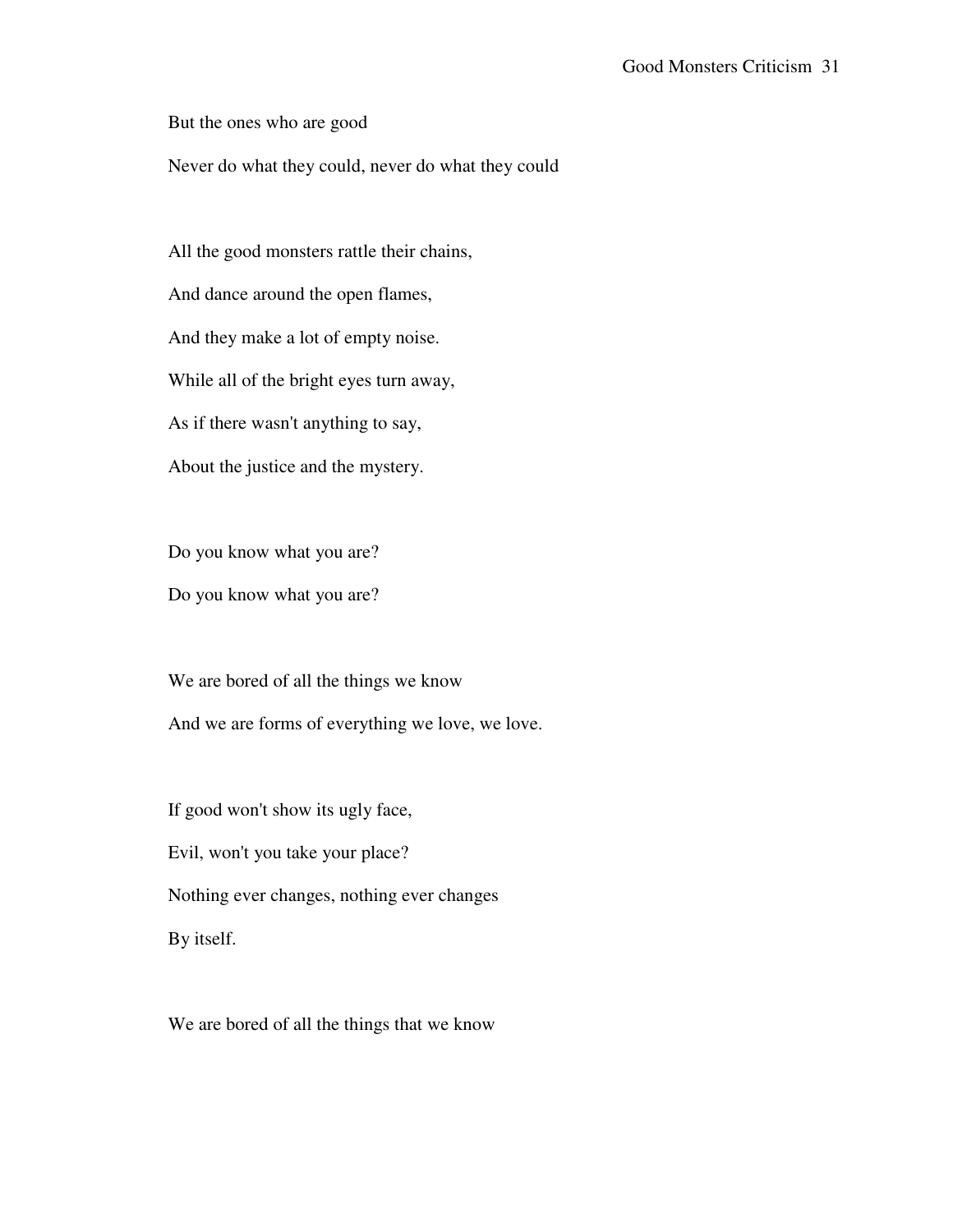But the ones who are good

Never do what they could, never do what they could

All the good monsters rattle their chains,

And dance around the open flames,

And they make a lot of empty noise.

While all of the bright eyes turn away,

As if there wasn't anything to say,

About the justice and the mystery.

Do you know what you are?

Do you know what you are?

We are bored of all the things we know

And we are forms of everything we love, we love.

If good won't show its ugly face,

Evil, won't you take your place?

Nothing ever changes, nothing ever changes

By itself.

We are bored of all the things that we know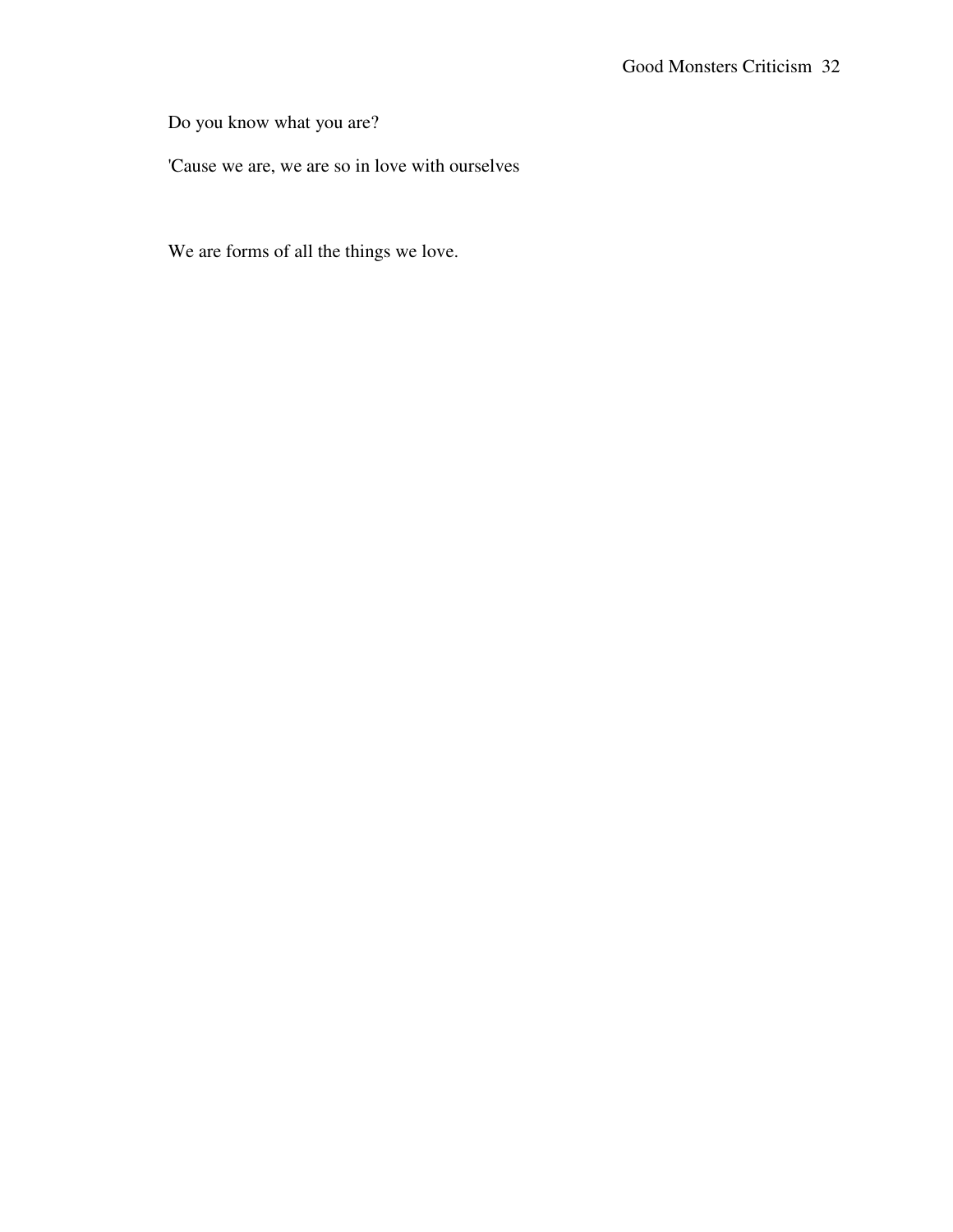Do you know what you are?

'Cause we are, we are so in love with ourselves

We are forms of all the things we love.